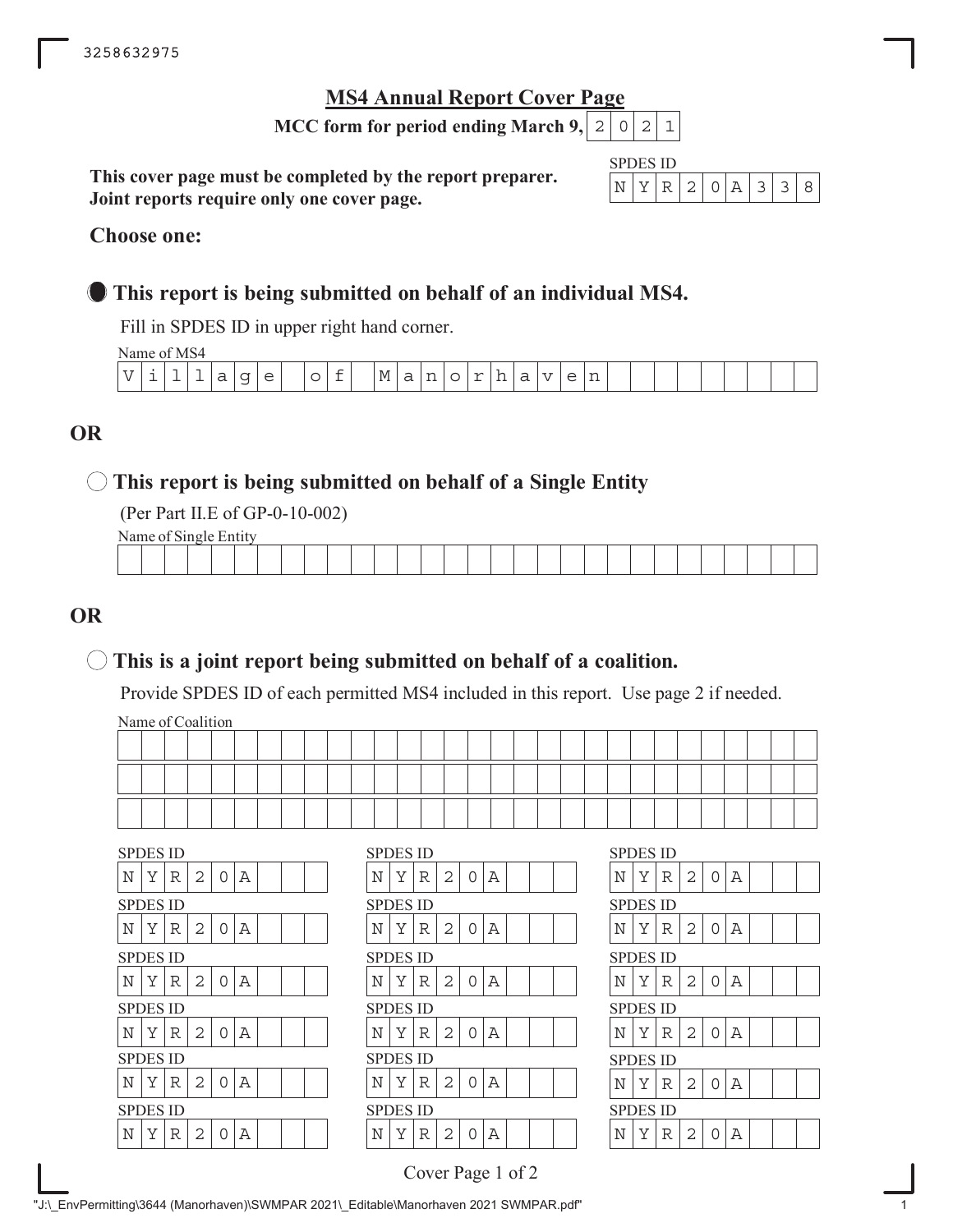3258632975

# MS4 Annual Report Cover Page

**MCC form for period ending March 9, 2021**

**This cover page must be completed by the report preparer. Joint reports require only one cover page.**

SPDES ID: NYR20A338

**Choose one:**

● **This report is being submitted on behalf of an individual MS4.**

Fill in SPDES ID in upper right hand corner.

Name of MS4: Villlage of Manorhaven

## OR

○ **This report is being submitted on behalf of a Single Entity**

(Per Part II.E of GP-0-10-002)

Name of Single Entity:

## OR

○ **This is a joint report being submitted on behalf of a coalition.**

Provide SPDES ID of each permitted MS4 included in this report. Use page 2 if needed.

Name of Coalition:

| SPDES ID | SPDES ID | SPDES ID |
|---|---|---|
| NYR20A | NYR20A | NYR20A |
| NYR20A | NYR20A | NYR20A |
| NYR20A | NYR20A | NYR20A |
| NYR20A | NYR20A | NYR20A |
| NYR20A | NYR20A | NYR20A |
| NYR20A | NYR20A | NYR20A |

"J:\_EnvPermitting\3644 (Manorhaven)\SWMPAR 2021\_Editable\Manorhaven 2021 SWMPAR.pdf"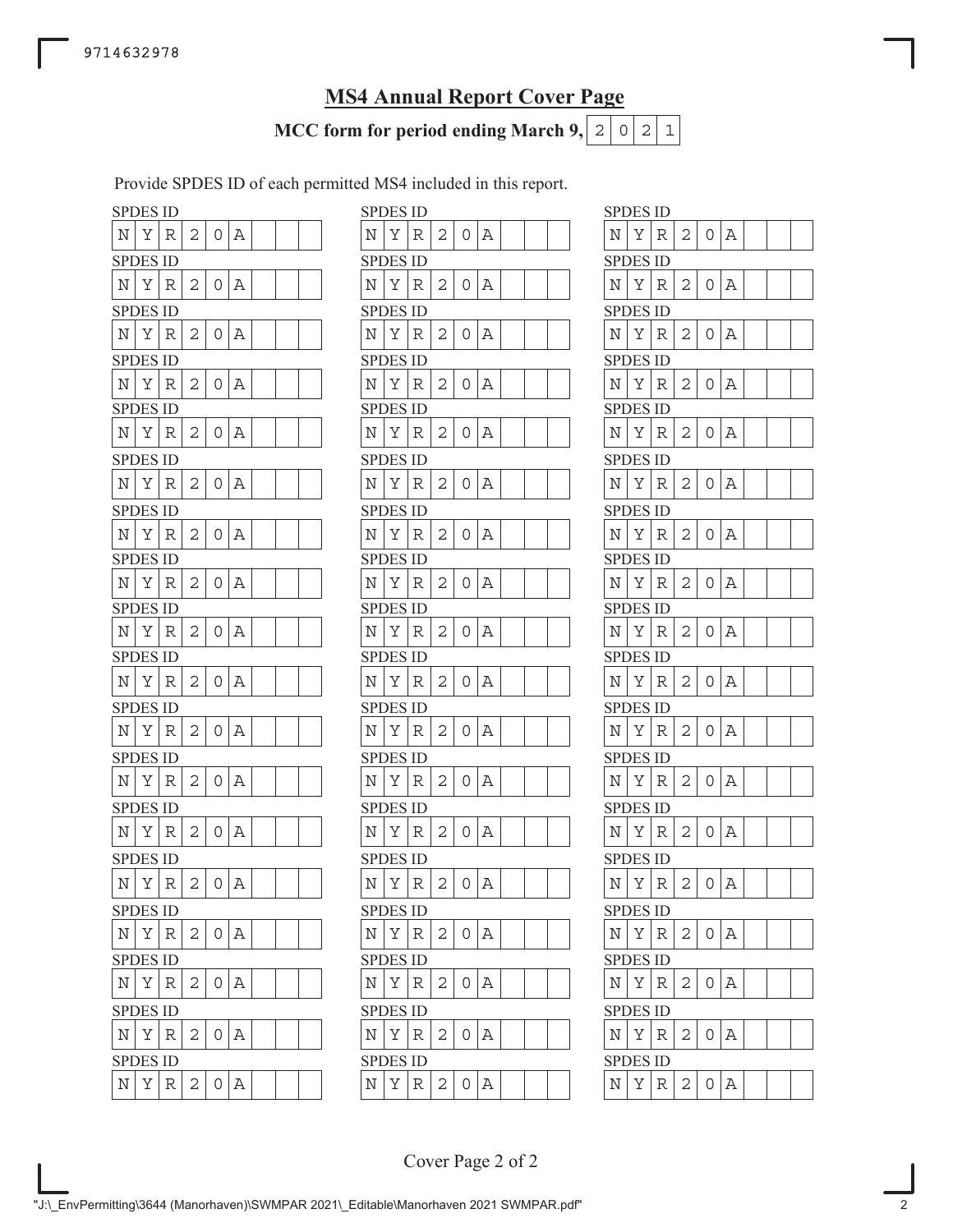## MS4 Annual Report Cover Page

**MCC form for period ending March 9, 2021**

Provide SPDES ID of each permitted MS4 included in this report.

| SPDES ID | SPDES ID | SPDES ID |
|---|---|---|
| NYR20A | NYR20A | NYR20A |
| NYR20A | NYR20A | NYR20A |
| NYR20A | NYR20A | NYR20A |
| NYR20A | NYR20A | NYR20A |
| NYR20A | NYR20A | NYR20A |
| NYR20A | NYR20A | NYR20A |
| NYR20A | NYR20A | NYR20A |
| NYR20A | NYR20A | NYR20A |
| NYR20A | NYR20A | NYR20A |
| NYR20A | NYR20A | NYR20A |
| NYR20A | NYR20A | NYR20A |
| NYR20A | NYR20A | NYR20A |
| NYR20A | NYR20A | NYR20A |
| NYR20A | NYR20A | NYR20A |
| NYR20A | NYR20A | NYR20A |
| NYR20A | NYR20A | NYR20A |
| NYR20A | NYR20A | NYR20A |
| NYR20A | NYR20A | NYR20A |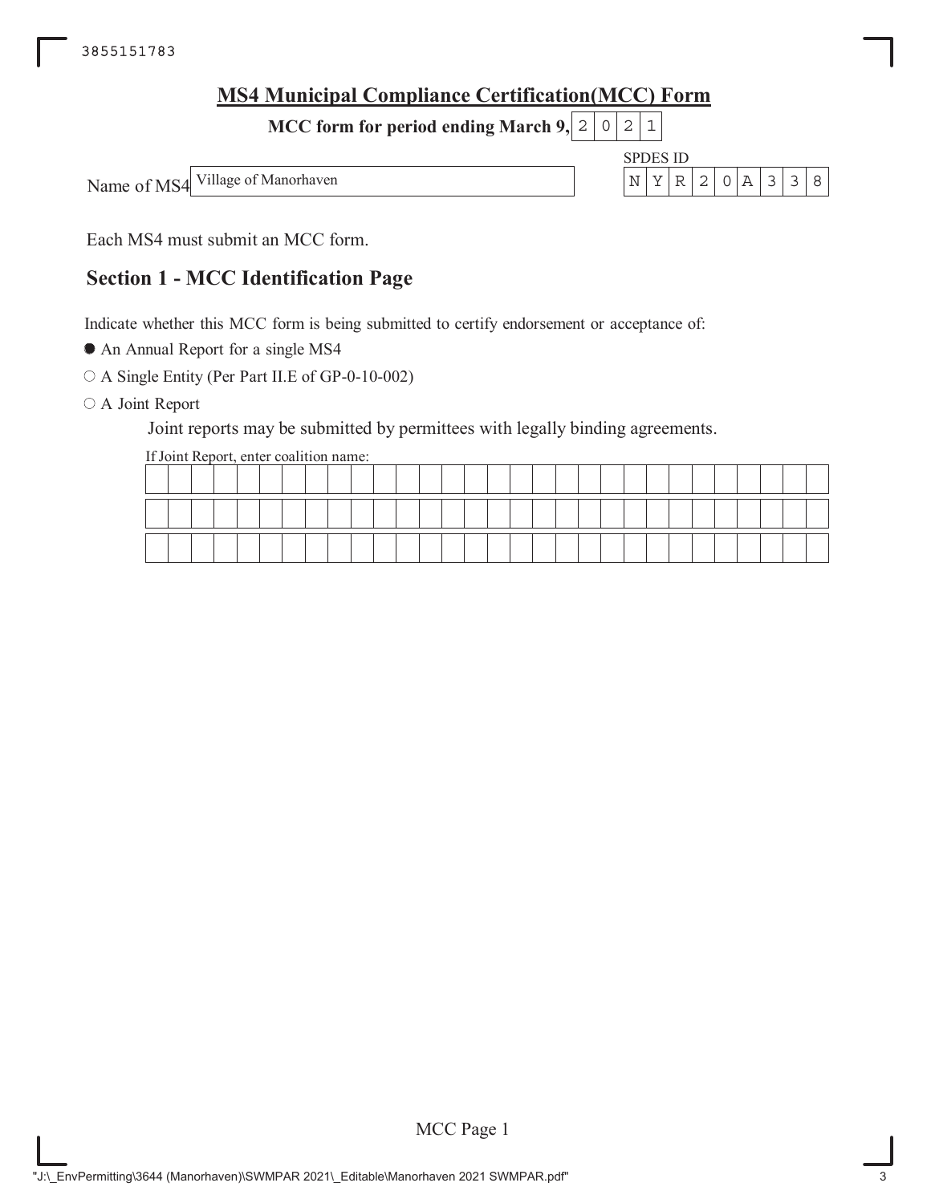# MS4 Municipal Compliance Certification(MCC) Form

**MCC form for period ending March 9,** 2021

Name of MS4: Village of Manorhaven

SPDES ID: NYR20A338

Each MS4 must submit an MCC form.

## Section 1 - MCC Identification Page

Indicate whether this MCC form is being submitted to certify endorsement or acceptance of:

- ● An Annual Report for a single MS4
- ○ A Single Entity (Per Part II.E of GP-0-10-002)
- ○ A Joint Report

Joint reports may be submitted by permittees with legally binding agreements.

If Joint Report, enter coalition name: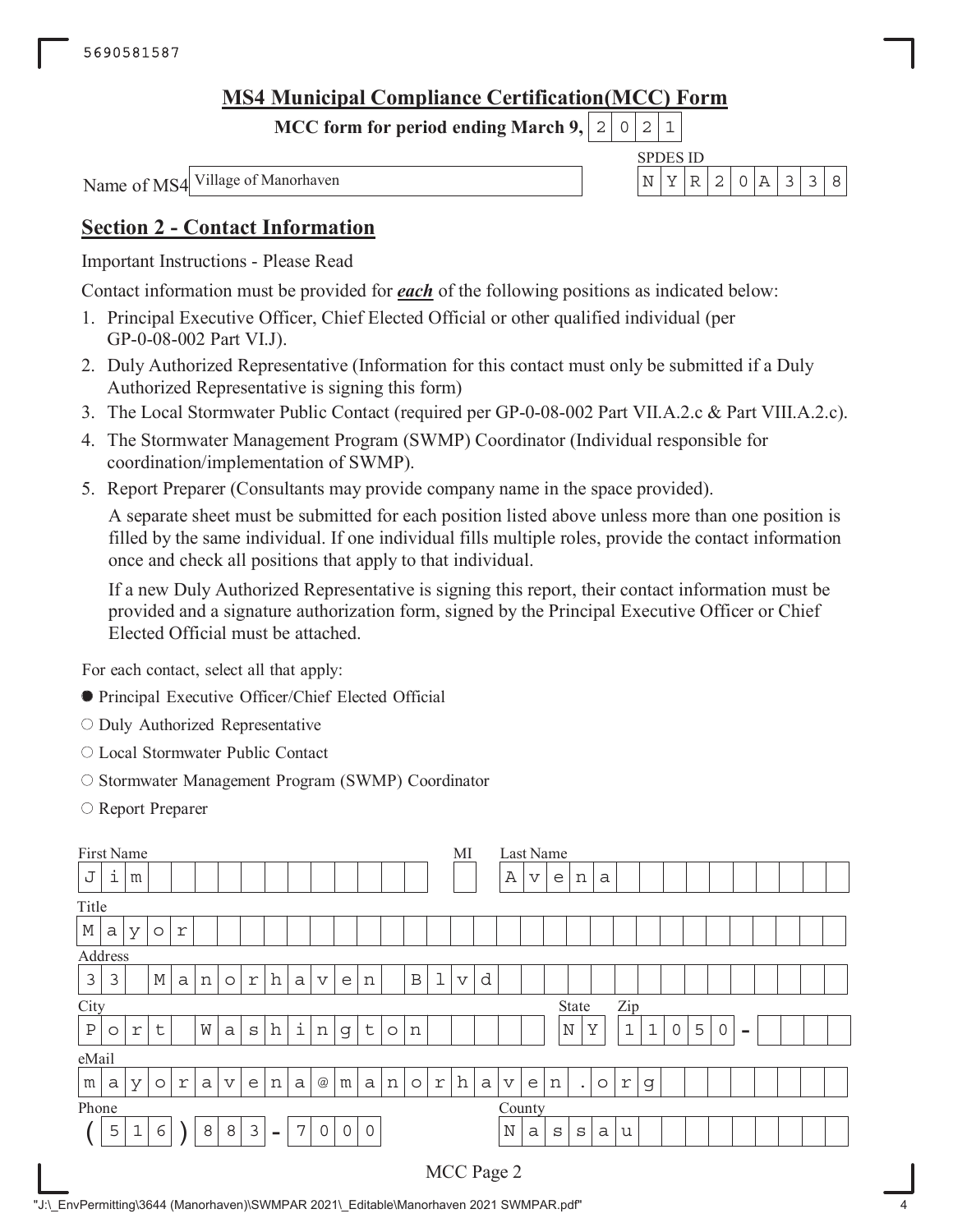5690581587

## MS4 Municipal Compliance Certification(MCC) Form

**MCC form for period ending March 9, 2021**

Name of MS4: Village of Manorhaven

SPDES ID: NYR20A338

## Section 2 - Contact Information

Important Instructions - Please Read

Contact information must be provided for ***each*** of the following positions as indicated below:

1. Principal Executive Officer, Chief Elected Official or other qualified individual (per GP-0-08-002 Part VI.J).
2. Duly Authorized Representative (Information for this contact must only be submitted if a Duly Authorized Representative is signing this form)
3. The Local Stormwater Public Contact (required per GP-0-08-002 Part VII.A.2.c & Part VIII.A.2.c).
4. The Stormwater Management Program (SWMP) Coordinator (Individual responsible for coordination/implementation of SWMP).
5. Report Preparer (Consultants may provide company name in the space provided).

   A separate sheet must be submitted for each position listed above unless more than one position is filled by the same individual. If one individual fills multiple roles, provide the contact information once and check all positions that apply to that individual.

   If a new Duly Authorized Representative is signing this report, their contact information must be provided and a signature authorization form, signed by the Principal Executive Officer or Chief Elected Official must be attached.

For each contact, select all that apply:

- ● Principal Executive Officer/Chief Elected Official
- ○ Duly Authorized Representative
- ○ Local Stormwater Public Contact
- ○ Stormwater Management Program (SWMP) Coordinator
- ○ Report Preparer

| Field | Value |
| --- | --- |
| First Name | Jim |
| MI | |
| Last Name | Avena |
| Title | Mayor |
| Address | 33 Manorhaven Blvd |
| City | Port Washington |
| State | NY |
| Zip | 11050- |
| eMail | mayoravena@manorhaven.org |
| Phone | (516) 883-7000 |
| County | Nassau |

MCC Page 2

"J:\_EnvPermitting\3644 (Manorhaven)\SWMPAR 2021\_Editable\Manorhaven 2021 SWMPAR.pdf"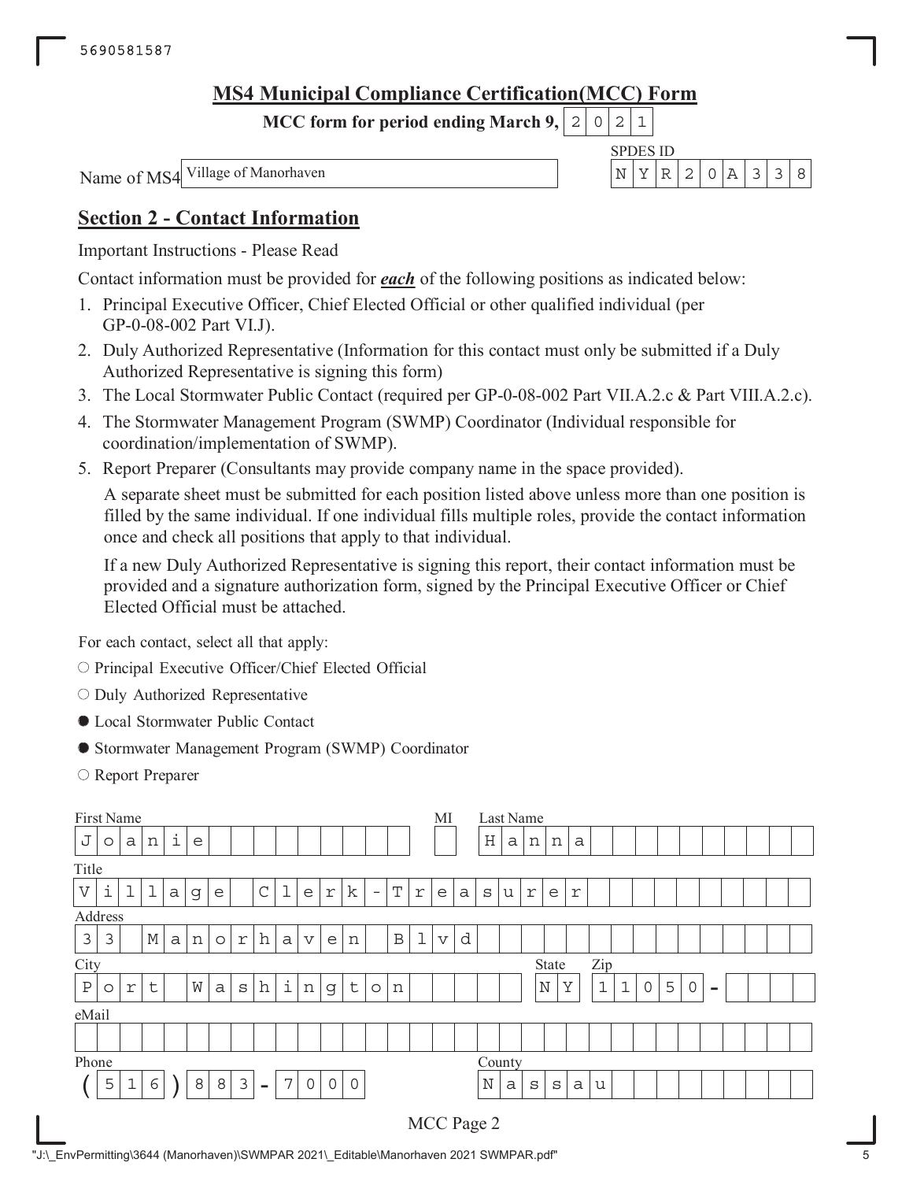5690581587

## MS4 Municipal Compliance Certification(MCC) Form

**MCC form for period ending March 9, 2021**

Name of MS4: Village of Manorhaven

SPDES ID: NYR20A338

## Section 2 - Contact Information

Important Instructions - Please Read

Contact information must be provided for ***each*** of the following positions as indicated below:

1. Principal Executive Officer, Chief Elected Official or other qualified individual (per GP-0-08-002 Part VI.J).
2. Duly Authorized Representative (Information for this contact must only be submitted if a Duly Authorized Representative is signing this form)
3. The Local Stormwater Public Contact (required per GP-0-08-002 Part VII.A.2.c & Part VIII.A.2.c).
4. The Stormwater Management Program (SWMP) Coordinator (Individual responsible for coordination/implementation of SWMP).
5. Report Preparer (Consultants may provide company name in the space provided).

   A separate sheet must be submitted for each position listed above unless more than one position is filled by the same individual. If one individual fills multiple roles, provide the contact information once and check all positions that apply to that individual.

   If a new Duly Authorized Representative is signing this report, their contact information must be provided and a signature authorization form, signed by the Principal Executive Officer or Chief Elected Official must be attached.

For each contact, select all that apply:

- ○ Principal Executive Officer/Chief Elected Official
- ○ Duly Authorized Representative
- ● Local Stormwater Public Contact
- ● Stormwater Management Program (SWMP) Coordinator
- ○ Report Preparer

| Field | Value |
|---|---|
| First Name | Joanie |
| MI | |
| Last Name | Hanna |
| Title | Village Clerk-Treasurer |
| Address | 33 Manorhaven Blvd |
| City | Port Washington |
| State | NY |
| Zip | 11050- |
| eMail | |
| Phone | (516) 883-7000 |
| County | Nassau |

MCC Page 2

"J:\_EnvPermitting\3644 (Manorhaven)\SWMPAR 2021\_Editable\Manorhaven 2021 SWMPAR.pdf"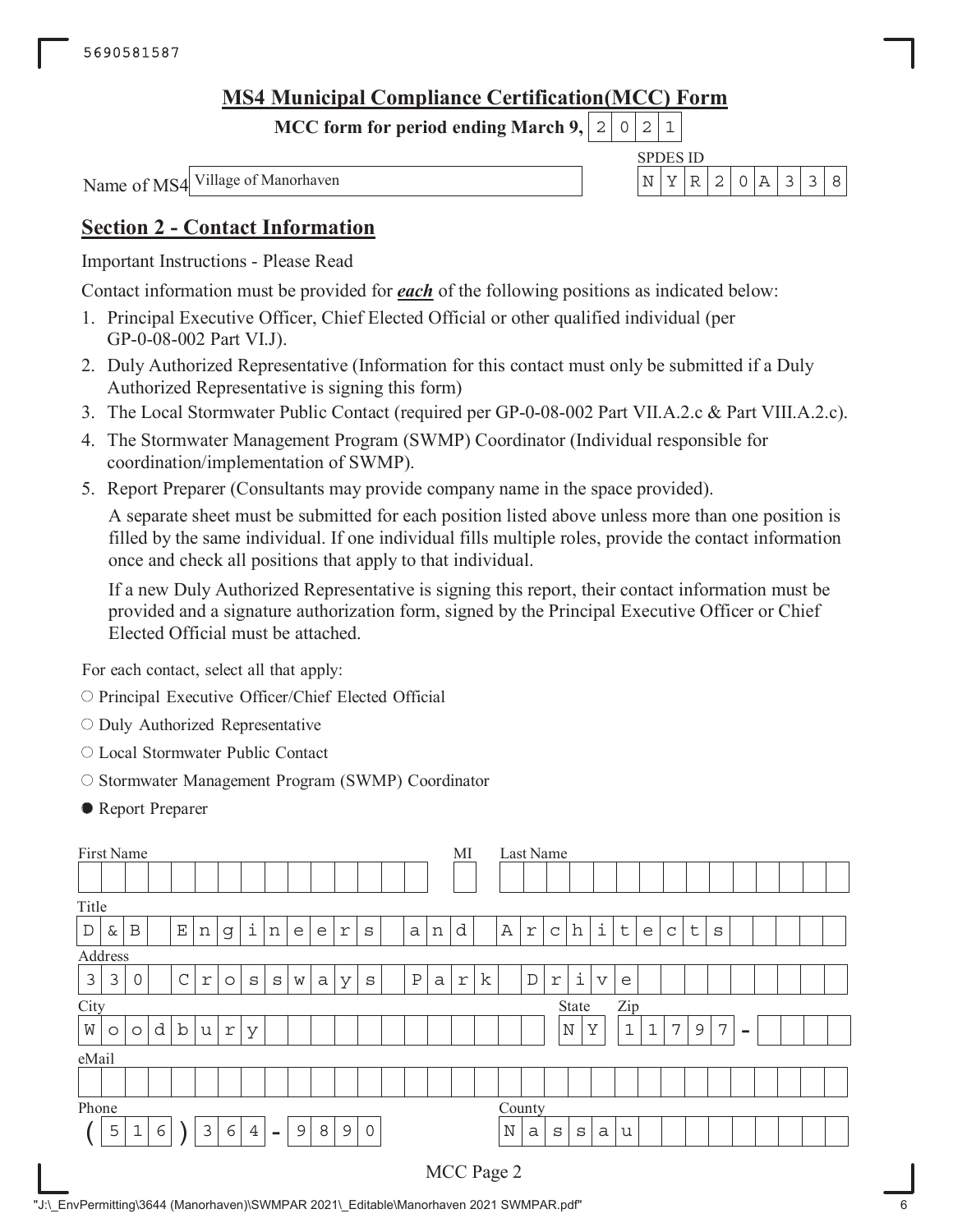## MS4 Municipal Compliance Certification(MCC) Form

**MCC form for period ending March 9, 2021**

Name of MS4: Village of Manorhaven

SPDES ID: NYR20A338

## Section 2 - Contact Information

Important Instructions - Please Read

Contact information must be provided for ***each*** of the following positions as indicated below:

1. Principal Executive Officer, Chief Elected Official or other qualified individual (per GP-0-08-002 Part VI.J).
2. Duly Authorized Representative (Information for this contact must only be submitted if a Duly Authorized Representative is signing this form)
3. The Local Stormwater Public Contact (required per GP-0-08-002 Part VII.A.2.c & Part VIII.A.2.c).
4. The Stormwater Management Program (SWMP) Coordinator (Individual responsible for coordination/implementation of SWMP).
5. Report Preparer (Consultants may provide company name in the space provided).

   A separate sheet must be submitted for each position listed above unless more than one position is filled by the same individual. If one individual fills multiple roles, provide the contact information once and check all positions that apply to that individual.

   If a new Duly Authorized Representative is signing this report, their contact information must be provided and a signature authorization form, signed by the Principal Executive Officer or Chief Elected Official must be attached.

For each contact, select all that apply:

- ○ Principal Executive Officer/Chief Elected Official
- ○ Duly Authorized Representative
- ○ Local Stormwater Public Contact
- ○ Stormwater Management Program (SWMP) Coordinator
- ● Report Preparer

| Field | Value |
|---|---|
| First Name | |
| MI | |
| Last Name | |
| Title | D & B Engineers and Architects |
| Address | 330 Crossways Park Drive |
| City | Woodbury |
| State | NY |
| Zip | 11797- |
| eMail | |
| Phone | (516) 364-9890 |
| County | Nassau |

MCC Page 2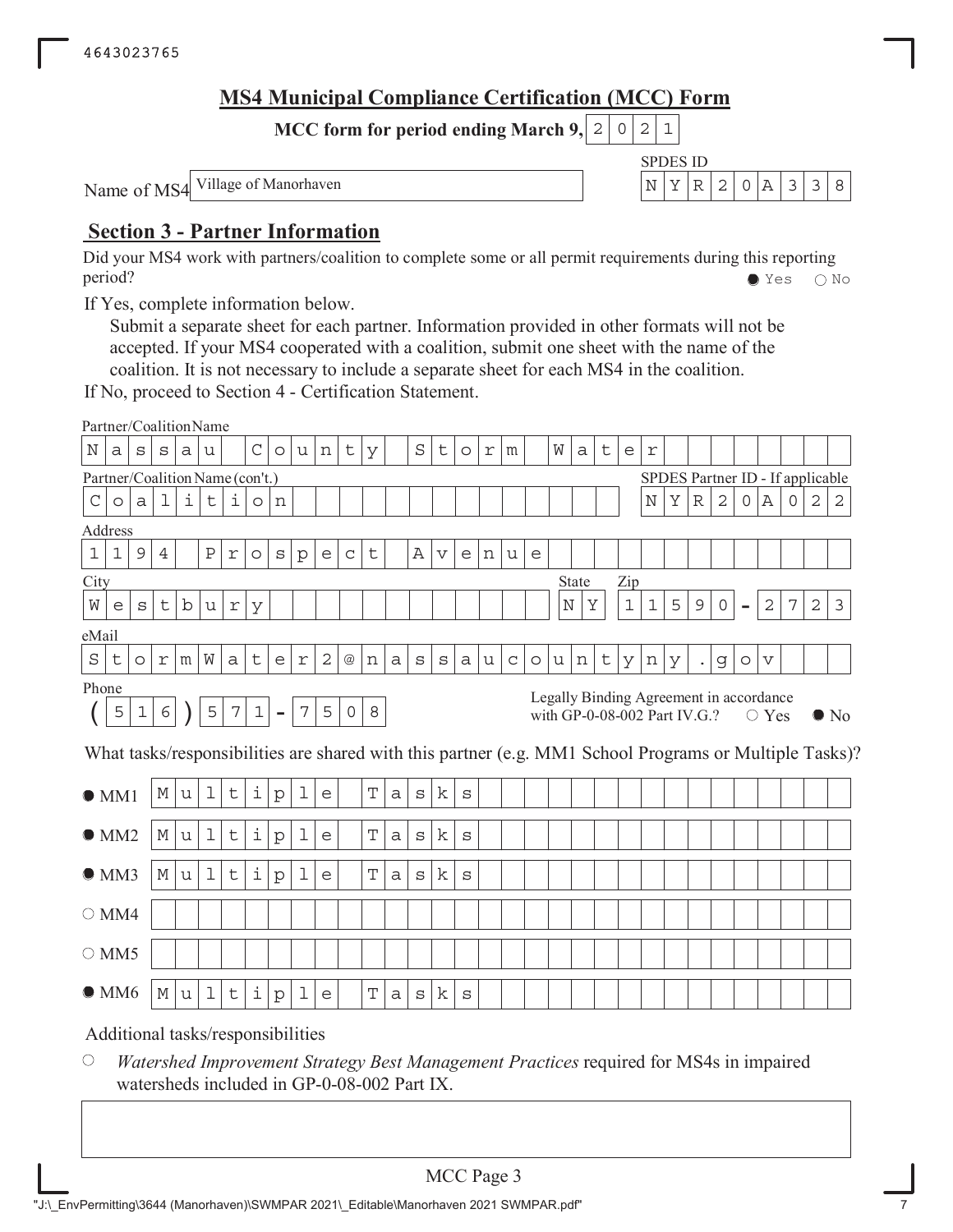4643023765

# MS4 Municipal Compliance Certification (MCC) Form

**MCC form for period ending March 9, 2021**

Name of MS4: Village of Manorhaven

SPDES ID: NYR20A338

## Section 3 - Partner Information

Did your MS4 work with partners/coalition to complete some or all permit requirements during this reporting period? ● Yes ○ No

If Yes, complete information below.

Submit a separate sheet for each partner. Information provided in other formats will not be accepted. If your MS4 cooperated with a coalition, submit one sheet with the name of the coalition. It is not necessary to include a separate sheet for each MS4 in the coalition.

If No, proceed to Section 4 - Certification Statement.

Partner/Coalition Name: Nassau County Storm Water

Partner/Coalition Name (con't.): Coalition

SPDES Partner ID - If applicable: NYR20A022

Address: 1194 Prospect Avenue

City: Westbury

State: NY

Zip: 11590-2723

eMail: StormWater2@nassaucountyny.gov

Phone: (516) 571-7508

Legally Binding Agreement in accordance with GP-0-08-002 Part IV.G.? ○ Yes ● No

What tasks/responsibilities are shared with this partner (e.g. MM1 School Programs or Multiple Tasks)?

- ● MM1: Multiple Tasks
- ● MM2: Multiple Tasks
- ● MM3: Multiple Tasks
- ○ MM4:
- ○ MM5:
- ● MM6: Multiple Tasks

Additional tasks/responsibilities

○ *Watershed Improvement Strategy Best Management Practices* required for MS4s in impaired watersheds included in GP-0-08-002 Part IX.

MCC Page 3

"J:\_EnvPermitting\3644 (Manorhaven)\SWMPAR 2021\_Editable\Manorhaven 2021 SWMPAR.pdf"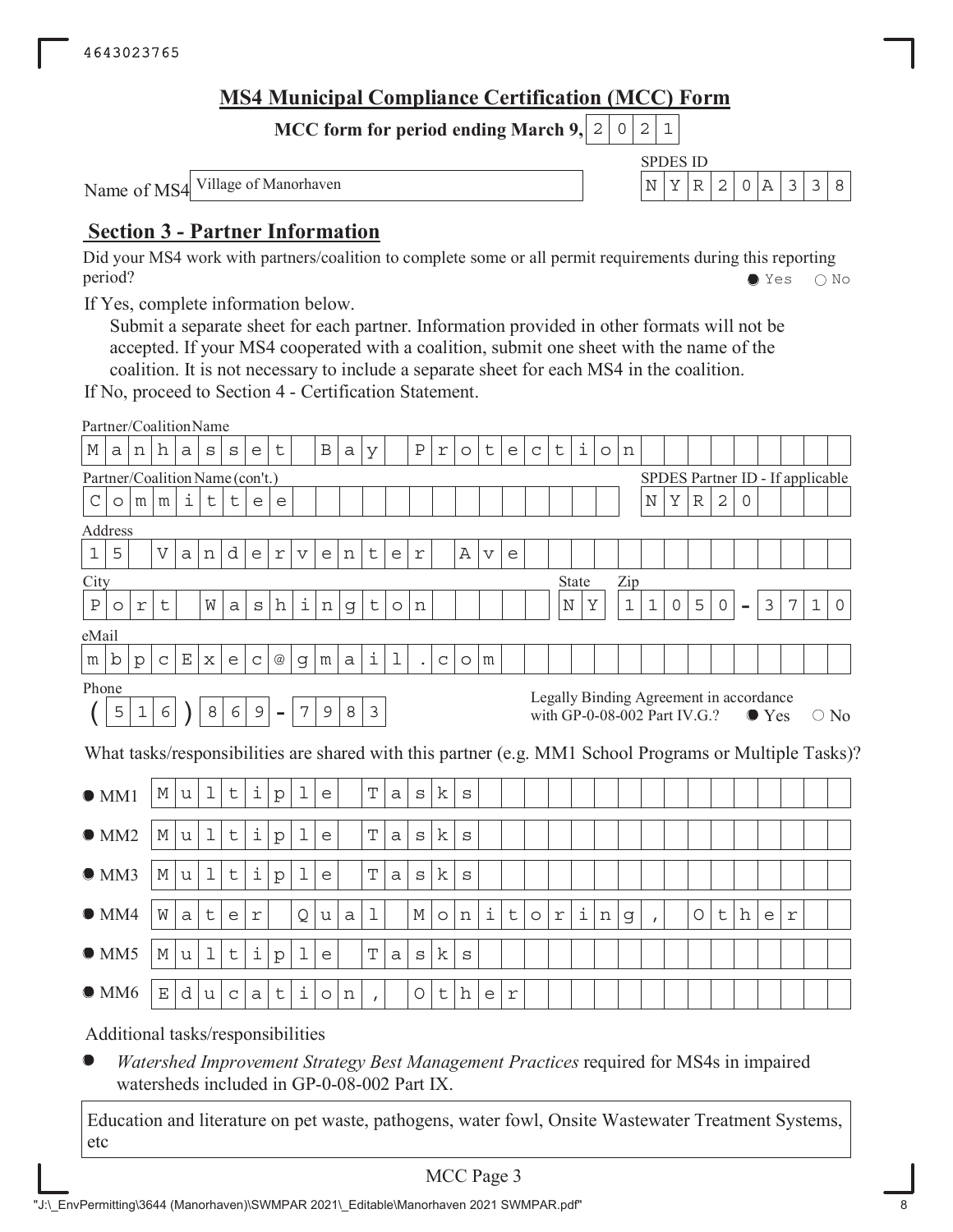4643023765

## MS4 Municipal Compliance Certification (MCC) Form

**MCC form for period ending March 9, 2021**

Name of MS4: Village of Manorhaven

SPDES ID: NYR20A338

## Section 3 - Partner Information

Did your MS4 work with partners/coalition to complete some or all permit requirements during this reporting period? ● Yes ○ No

If Yes, complete information below.

Submit a separate sheet for each partner. Information provided in other formats will not be accepted. If your MS4 cooperated with a coalition, submit one sheet with the name of the coalition. It is not necessary to include a separate sheet for each MS4 in the coalition.

If No, proceed to Section 4 - Certification Statement.

Partner/Coalition Name: Manhasset Bay Protection

Partner/Coalition Name (con't.): Committee

SPDES Partner ID - If applicable: NYR20

Address: 15 Vanderventer Ave

City: Port Washington

State: NY

Zip: 11050-3710

eMail: mbpcExec@gmail.com

Phone: (516) 869-7983

Legally Binding Agreement in accordance with GP-0-08-002 Part IV.G.? ● Yes ○ No

What tasks/responsibilities are shared with this partner (e.g. MM1 School Programs or Multiple Tasks)?

- ● MM1: Multiple Tasks
- ● MM2: Multiple Tasks
- ● MM3: Multiple Tasks
- ● MM4: Water Qual Monitoring, Other
- ● MM5: Multiple Tasks
- ● MM6: Education, Other

Additional tasks/responsibilities

- ● *Watershed Improvement Strategy Best Management Practices* required for MS4s in impaired watersheds included in GP-0-08-002 Part IX.

Education and literature on pet waste, pathogens, water fowl, Onsite Wastewater Treatment Systems, etc

MCC Page 3

"J:\_EnvPermitting\3644 (Manorhaven)\SWMPAR 2021\_Editable\Manorhaven 2021 SWMPAR.pdf"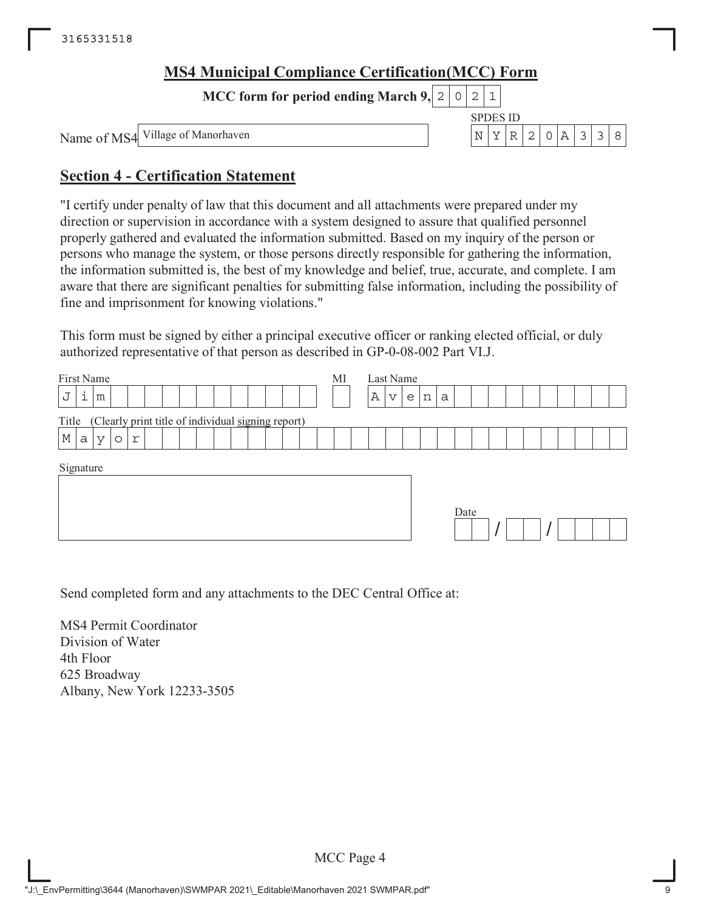## MS4 Municipal Compliance Certification(MCC) Form

**MCC form for period ending March 9,** 2021

Name of MS4: Village of Manorhaven

SPDES ID: NYR20A338

## Section 4 - Certification Statement

"I certify under penalty of law that this document and all attachments were prepared under my direction or supervision in accordance with a system designed to assure that qualified personnel properly gathered and evaluated the information submitted. Based on my inquiry of the person or persons who manage the system, or those persons directly responsible for gathering the information, the information submitted is, the best of my knowledge and belief, true, accurate, and complete. I am aware that there are significant penalties for submitting false information, including the possibility of fine and imprisonment for knowing violations."

This form must be signed by either a principal executive officer or ranking elected official, or duly authorized representative of that person as described in GP-0-08-002 Part VI.J.

| First Name | MI | Last Name |
|---|---|---|
| Jim | | Avena |

Title (Clearly print title of individual signing report): Mayor

Signature:

Date: / /

Send completed form and any attachments to the DEC Central Office at:

MS4 Permit Coordinator
Division of Water
4th Floor
625 Broadway
Albany, New York 12233-3505

MCC Page 4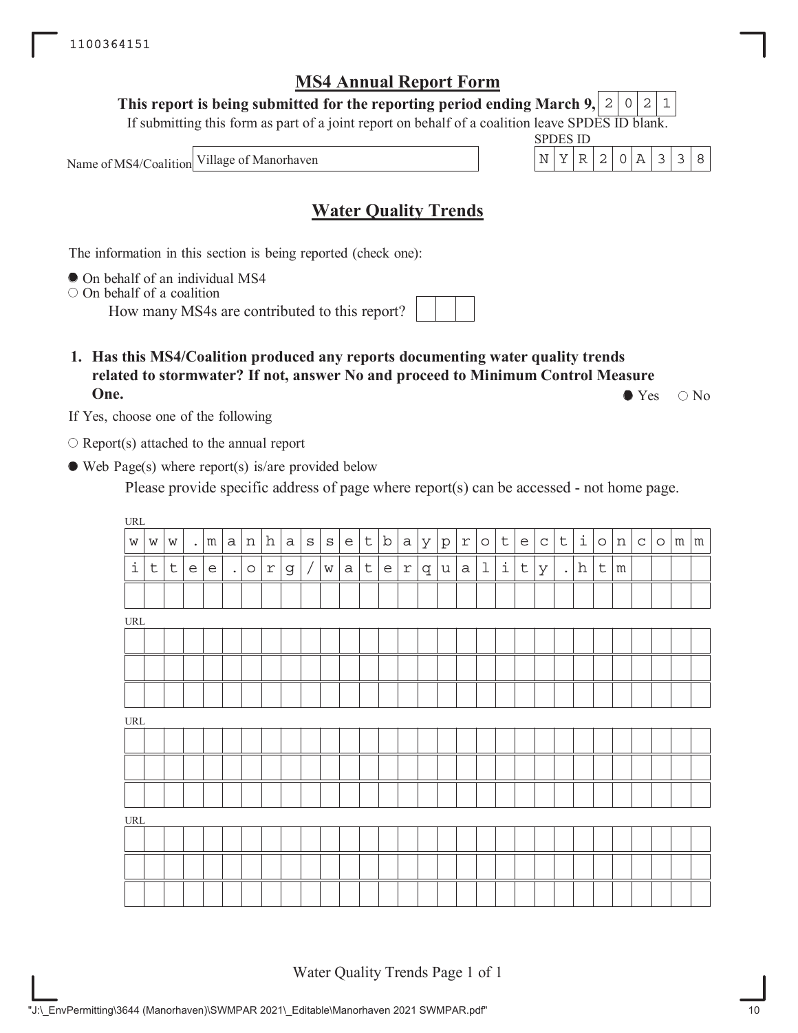1100364151

# MS4 Annual Report Form

**This report is being submitted for the reporting period ending March 9, 2021**

If submitting this form as part of a joint report on behalf of a coalition leave SPDES ID blank.

Name of MS4/Coalition: Village of Manorhaven

SPDES ID: NYR20A338

## Water Quality Trends

The information in this section is being reported (check one):

- ● On behalf of an individual MS4
- ○ On behalf of a coalition

  How many MS4s are contributed to this report?

**1. Has this MS4/Coalition produced any reports documenting water quality trends related to stormwater? If not, answer No and proceed to Minimum Control Measure One.** ● Yes ○ No

If Yes, choose one of the following

- ○ Report(s) attached to the annual report
- ● Web Page(s) where report(s) is/are provided below

  Please provide specific address of page where report(s) can be accessed - not home page.

URL: www.manhassetbayprotectioncommittee.org/waterquality.htm

URL:

URL:

URL:

"J:\_EnvPermitting\3644 (Manorhaven)\SWMPAR 2021\_Editable\Manorhaven 2021 SWMPAR.pdf"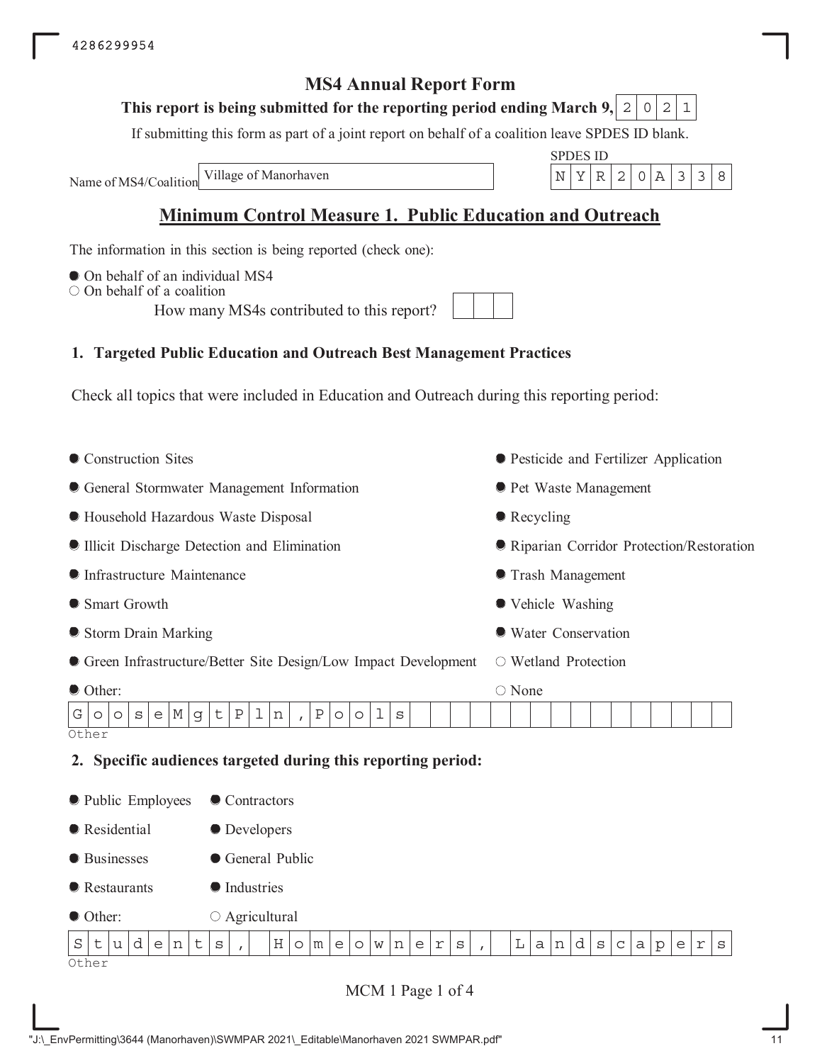4286299954

# MS4 Annual Report Form

**This report is being submitted for the reporting period ending March 9,** 2021

If submitting this form as part of a joint report on behalf of a coalition leave SPDES ID blank.

Name of MS4/Coalition: Village of Manorhaven

SPDES ID: NYR20A338

## Minimum Control Measure 1. Public Education and Outreach

The information in this section is being reported (check one):

- ● On behalf of an individual MS4
- ○ On behalf of a coalition

How many MS4s contributed to this report?

### 1. Targeted Public Education and Outreach Best Management Practices

Check all topics that were included in Education and Outreach during this reporting period:

- ● Construction Sites
- ● General Stormwater Management Information
- ● Household Hazardous Waste Disposal
- ● Illicit Discharge Detection and Elimination
- ● Infrastructure Maintenance
- ● Smart Growth
- ● Storm Drain Marking
- ● Green Infrastructure/Better Site Design/Low Impact Development
- ● Other:
- ● Pesticide and Fertilizer Application
- ● Pet Waste Management
- ● Recycling
- ● Riparian Corridor Protection/Restoration
- ● Trash Management
- ● Vehicle Washing
- ● Water Conservation
- ○ Wetland Protection
- ○ None

Other: GooseMgtPln, Pools

### 2. Specific audiences targeted during this reporting period:

- ● Public Employees
- ● Residential
- ● Businesses
- ● Restaurants
- ● Other:
- ● Contractors
- ● Developers
- ● General Public
- ● Industries
- ○ Agricultural

Other: Students, Homeowners, Landscapers

MCM 1 Page 1 of 4

"J:\_EnvPermitting\3644 (Manorhaven)\SWMPAR 2021\_Editable\Manorhaven 2021 SWMPAR.pdf"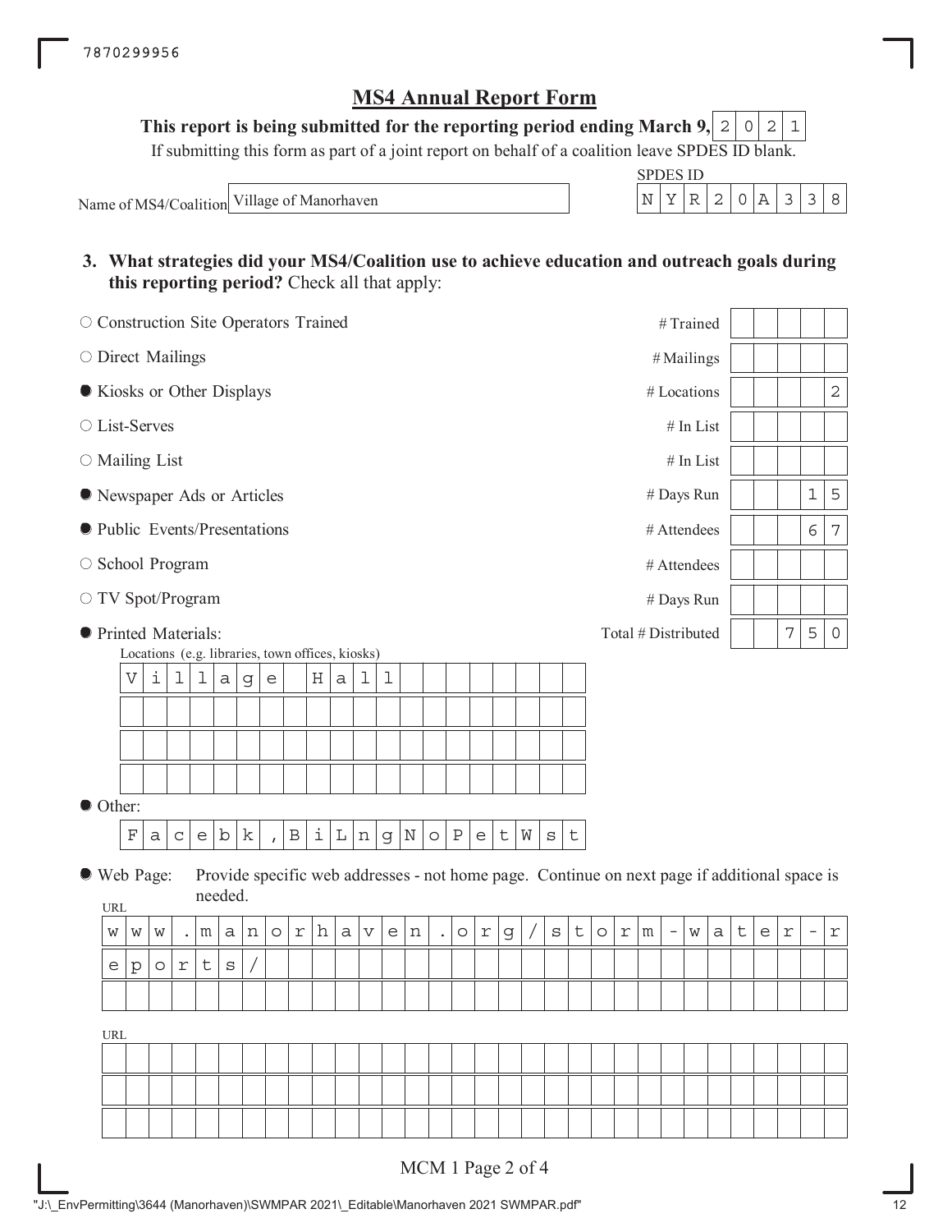7870299956

# MS4 Annual Report Form

**This report is being submitted for the reporting period ending March 9, 2021**

If submitting this form as part of a joint report on behalf of a coalition leave SPDES ID blank.

Name of MS4/Coalition: Village of Manorhaven

SPDES ID: NYR20A338

**3. What strategies did your MS4/Coalition use to achieve education and outreach goals during this reporting period?** Check all that apply:

| Strategy | Selected | Measure | Value |
|---|---|---|---|
| Construction Site Operators Trained | ○ | # Trained | |
| Direct Mailings | ○ | # Mailings | |
| Kiosks or Other Displays | ● | # Locations | 2 |
| List-Serves | ○ | # In List | |
| Mailing List | ○ | # In List | |
| Newspaper Ads or Articles | ● | # Days Run | 15 |
| Public Events/Presentations | ● | # Attendees | 67 |
| School Program | ○ | # Attendees | |
| TV Spot/Program | ○ | # Days Run | |
| Printed Materials: | ● | Total # Distributed | 750 |

Locations (e.g. libraries, town offices, kiosks)

Villlage Hall

● Other:

Facebk,BiLngNoPetWst

● Web Page: Provide specific web addresses - not home page. Continue on next page if additional space is needed.

URL

www.manorhaven.org/storm-water-reports/

URL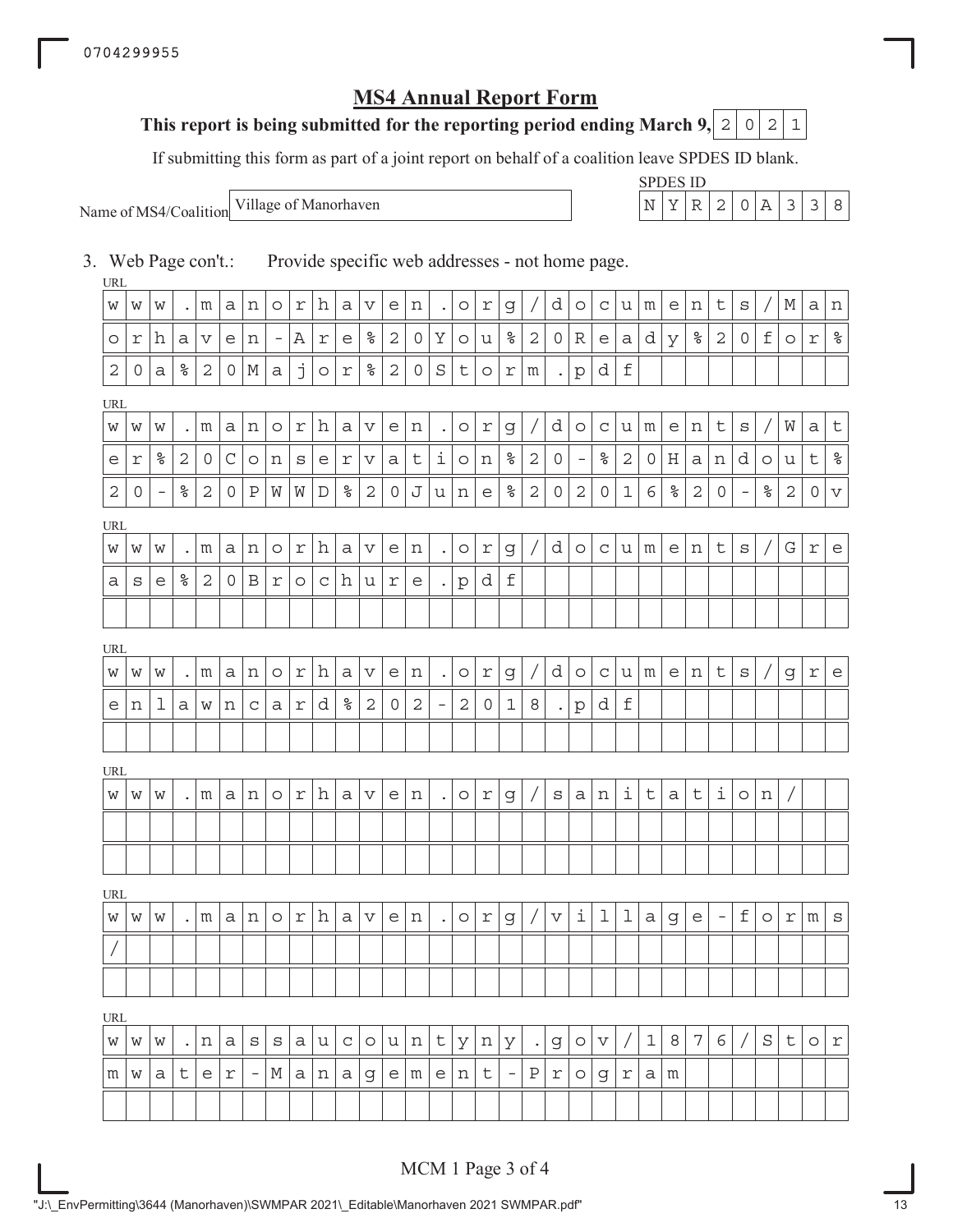# MS4 Annual Report Form

**This report is being submitted for the reporting period ending March 9,** 2021

If submitting this form as part of a joint report on behalf of a coalition leave SPDES ID blank.

Name of MS4/Coalition: Village of Manorhaven

SPDES ID: NYR20A338

3. Web Page con't.: Provide specific web addresses - not home page.

URL
www.manorhaven.org/documents/Manorhaven-Are%20You%20Ready%20for%20a%20Major%20Storm.pdf

URL
www.manorhaven.org/documents/Water%20Conservation%20-%20Handout%20-%20PWWD%20June%202016%20-%20v

URL
www.manorhaven.org/documents/Grease%20Brochure.pdf

URL
www.manorhaven.org/documents/greenlawncard%202-2018.pdf

URL
www.manorhaven.org/sanitation/

URL
www.manorhaven.org/village-forms/

URL
www.nassaucountyny.gov/1876/Stormwater-Management-Program

MCM 1 Page 3 of 4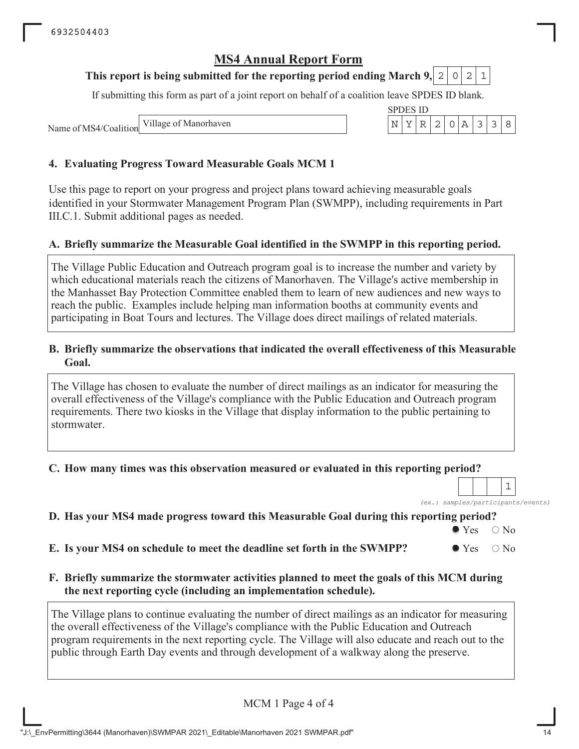## MS4 Annual Report Form

**This report is being submitted for the reporting period ending March 9, 2021**

If submitting this form as part of a joint report on behalf of a coalition leave SPDES ID blank.

Name of MS4/Coalition: Village of Manorhaven

SPDES ID: NYR20A338

### 4. Evaluating Progress Toward Measurable Goals MCM 1

Use this page to report on your progress and project plans toward achieving measurable goals identified in your Stormwater Management Program Plan (SWMPP), including requirements in Part III.C.1. Submit additional pages as needed.

**A. Briefly summarize the Measurable Goal identified in the SWMPP in this reporting period.**

The Village Public Education and Outreach program goal is to increase the number and variety by which educational materials reach the citizens of Manorhaven. The Village's active membership in the Manhasset Bay Protection Committee enabled them to learn of new audiences and new ways to reach the public. Examples include helping man information booths at community events and participating in Boat Tours and lectures. The Village does direct mailings of related materials.

**B. Briefly summarize the observations that indicated the overall effectiveness of this Measurable Goal.**

The Village has chosen to evaluate the number of direct mailings as an indicator for measuring the overall effectiveness of the Village's compliance with the Public Education and Outreach program requirements. There two kiosks in the Village that display information to the public pertaining to stormwater.

**C. How many times was this observation measured or evaluated in this reporting period?**

1

*(ex.: samples/participants/events)*

**D. Has your MS4 made progress toward this Measurable Goal during this reporting period?**

● Yes ○ No

**E. Is your MS4 on schedule to meet the deadline set forth in the SWMPP?**

● Yes ○ No

**F. Briefly summarize the stormwater activities planned to meet the goals of this MCM during the next reporting cycle (including an implementation schedule).**

The Village plans to continue evaluating the number of direct mailings as an indicator for measuring the overall effectiveness of the Village's compliance with the Public Education and Outreach program requirements in the next reporting cycle. The Village will also educate and reach out to the public through Earth Day events and through development of a walkway along the preserve.

MCM 1 Page 4 of 4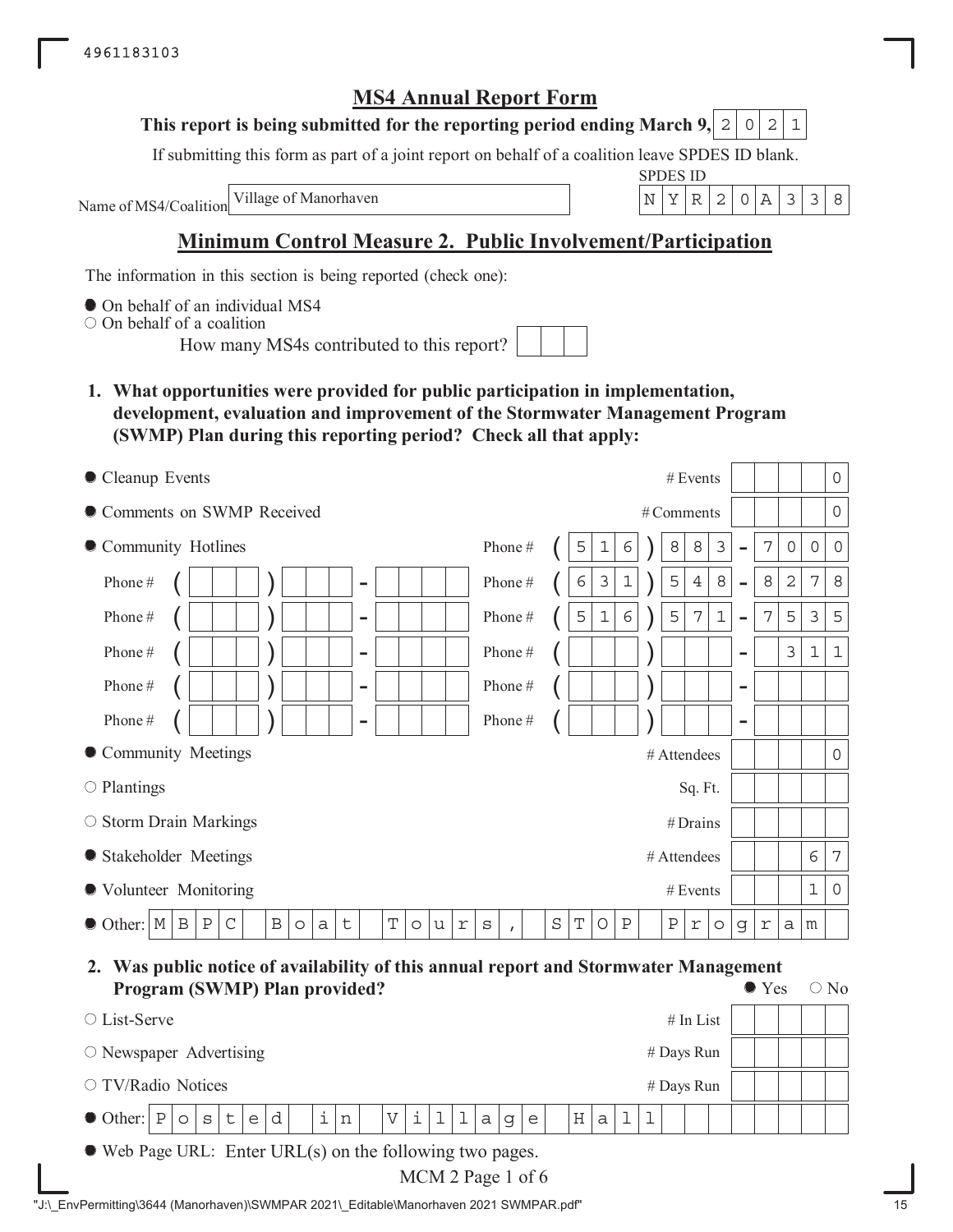4961183103

# MS4 Annual Report Form

**This report is being submitted for the reporting period ending March 9, 2021**

If submitting this form as part of a joint report on behalf of a coalition leave SPDES ID blank.

Name of MS4/Coalition: Village of Manorhaven

SPDES ID: NYR20A338

## Minimum Control Measure 2. Public Involvement/Participation

The information in this section is being reported (check one):

- ● On behalf of an individual MS4
- ○ On behalf of a coalition
  - How many MS4s contributed to this report?

**1. What opportunities were provided for public participation in implementation, development, evaluation and improvement of the Stormwater Management Program (SWMP) Plan during this reporting period? Check all that apply:**

| Opportunity | Measure | Value |
|---|---|---|
| ● Cleanup Events | # Events | 0 |
| ● Comments on SWMP Received | # Comments | 0 |
| ● Community Hotlines | Phone # | (516) 883-7000 |
| | Phone # | (631) 548-8278 |
| | Phone # | (516) 571-7535 |
| | Phone # | 311 |
| ● Community Meetings | # Attendees | 0 |
| ○ Plantings | Sq. Ft. | |
| ○ Storm Drain Markings | # Drains | |
| ● Stakeholder Meetings | # Attendees | 67 |
| ● Volunteer Monitoring | # Events | 10 |
| ● Other: MBPC Boat Tours, STOP Program | | |

**2. Was public notice of availability of this annual report and Stormwater Management Program (SWMP) Plan provided?** ● Yes ○ No

| Method | Measure | Value |
|---|---|---|
| ○ List-Serve | # In List | |
| ○ Newspaper Advertising | # Days Run | |
| ○ TV/Radio Notices | # Days Run | |
| ● Other: Posted in Village Hall | | |

● Web Page URL: Enter URL(s) on the following two pages.

"J:\_EnvPermitting\3644 (Manorhaven)\SWMPAR 2021\_Editable\Manorhaven 2021 SWMPAR.pdf"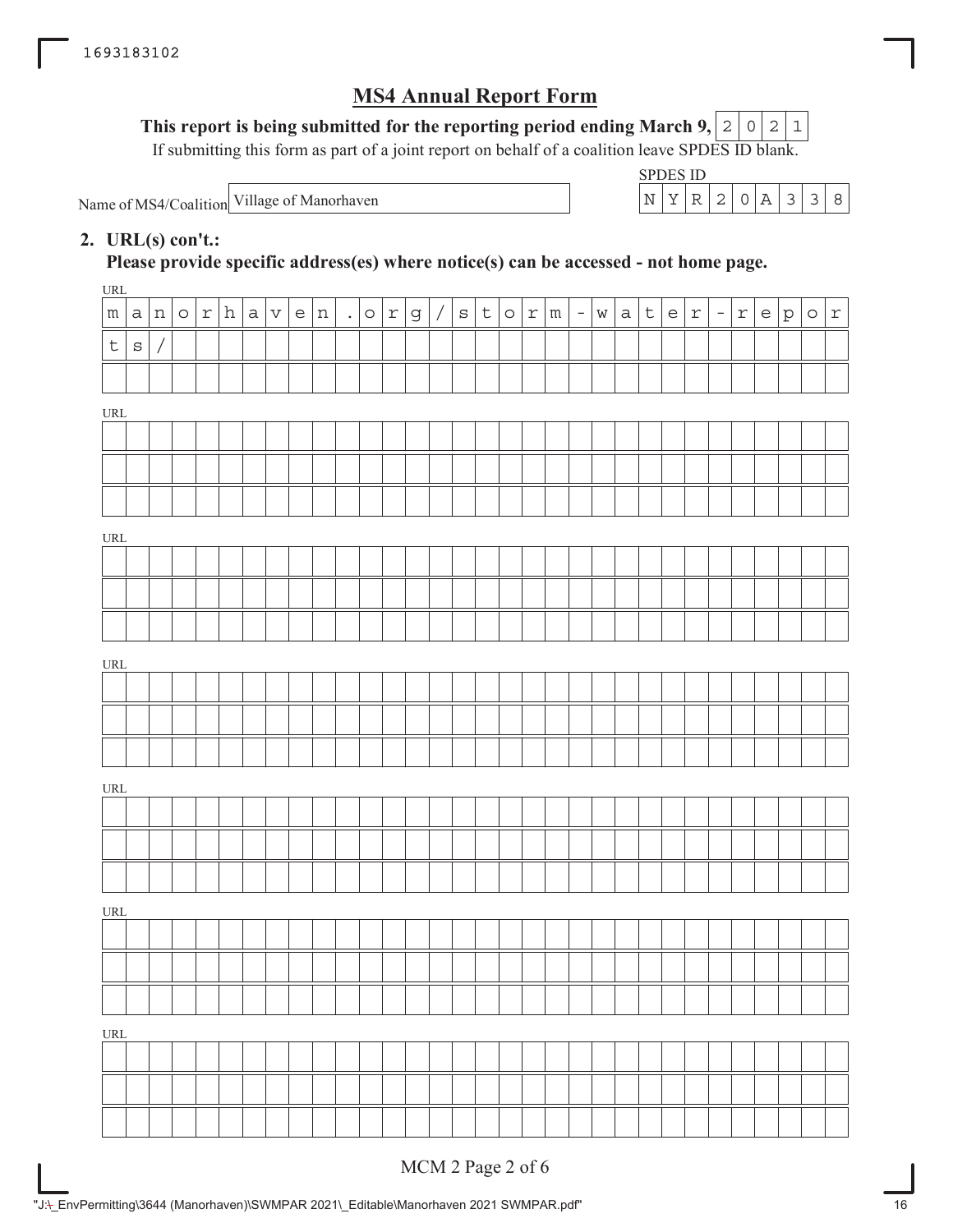# MS4 Annual Report Form

**This report is being submitted for the reporting period ending March 9,** 2021

If submitting this form as part of a joint report on behalf of a coalition leave SPDES ID blank.

Name of MS4/Coalition: Village of Manorhaven

SPDES ID: NYR20A338

**2. URL(s) con't.:**

**Please provide specific address(es) where notice(s) can be accessed - not home page.**

URL: manorhaven.org/storm-water-reports/

URL:

URL:

URL:

URL:

URL:

URL: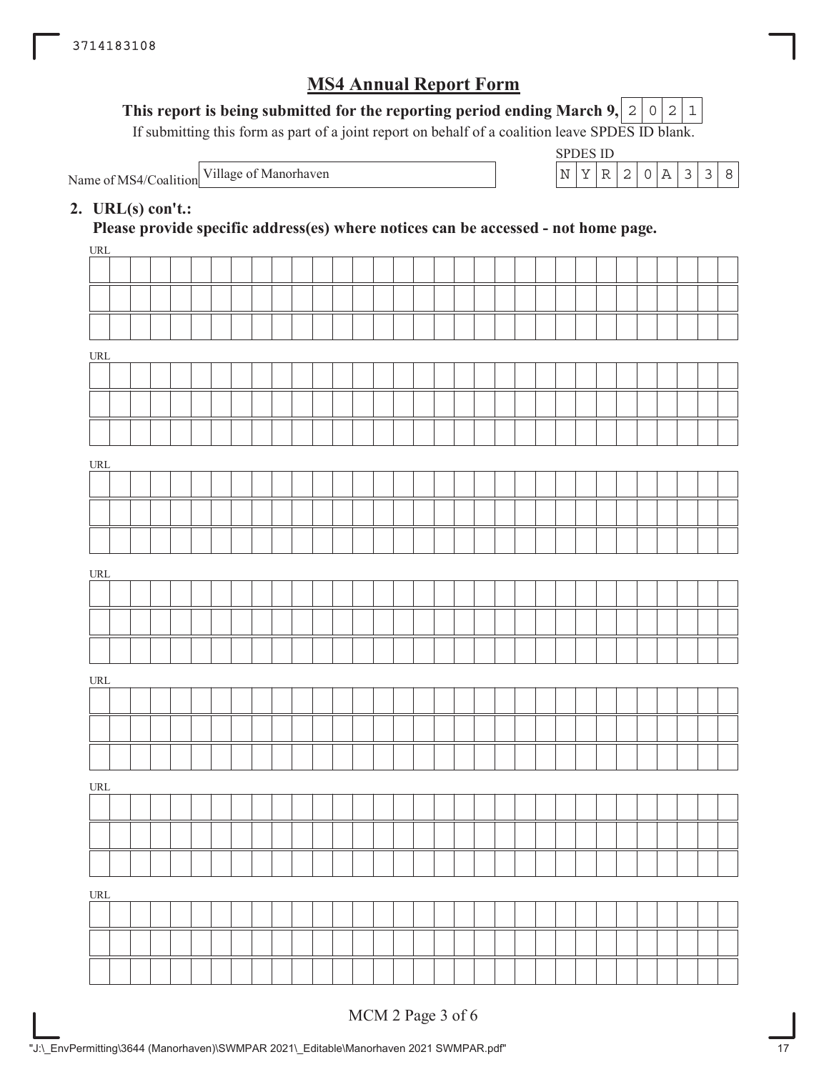# MS4 Annual Report Form

**This report is being submitted for the reporting period ending March 9,** 2021

If submitting this form as part of a joint report on behalf of a coalition leave SPDES ID blank.

Name of MS4/Coalition: Village of Manorhaven

SPDES ID: NYR20A338

**2. URL(s) con't.:**

**Please provide specific address(es) where notices can be accessed - not home page.**

URL:

URL:

URL:

URL:

URL:

URL:

URL:

MCM 2 Page 3 of 6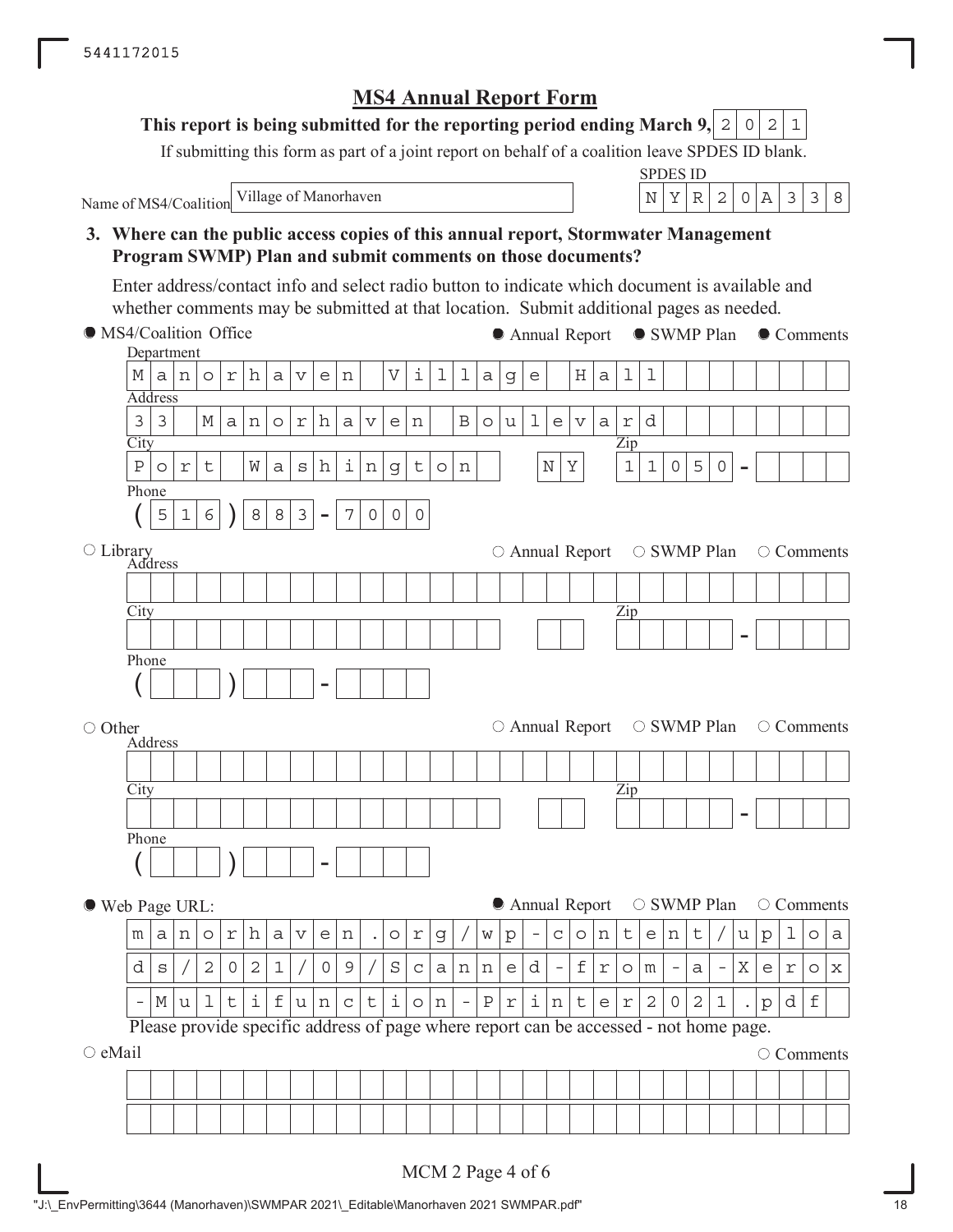5441172015

# MS4 Annual Report Form

**This report is being submitted for the reporting period ending March 9,** 2021

If submitting this form as part of a joint report on behalf of a coalition leave SPDES ID blank.

Name of MS4/Coalition: Village of Manorhaven

SPDES ID: NYR20A338

**3. Where can the public access copies of this annual report, Stormwater Management Program SWMP) Plan and submit comments on those documents?**

Enter address/contact info and select radio button to indicate which document is available and whether comments may be submitted at that location. Submit additional pages as needed.

● MS4/Coalition Office — ● Annual Report ● SWMP Plan ● Comments

Department: Manorhaven Village Hall

Address: 33 Manorhaven Boulevard

City: Port Washington NY Zip: 11050-

Phone: (516) 883-7000

○ Library — ○ Annual Report ○ SWMP Plan ○ Comments

Address:

City: Zip:

Phone: ( ) -

○ Other — ○ Annual Report ○ SWMP Plan ○ Comments

Address:

City: Zip:

Phone: ( ) -

● Web Page URL: — ● Annual Report ○ SWMP Plan ○ Comments

manorhaven.org/wp-content/uploads/2021/09/Scanned-from-a-Xerox-Multifunction-Printer2021.pdf

Please provide specific address of page where report can be accessed - not home page.

○ eMail — ○ Comments

MCM 2 Page 4 of 6

"J:\_EnvPermitting\3644 (Manorhaven)\SWMPAR 2021\_Editable\Manorhaven 2021 SWMPAR.pdf"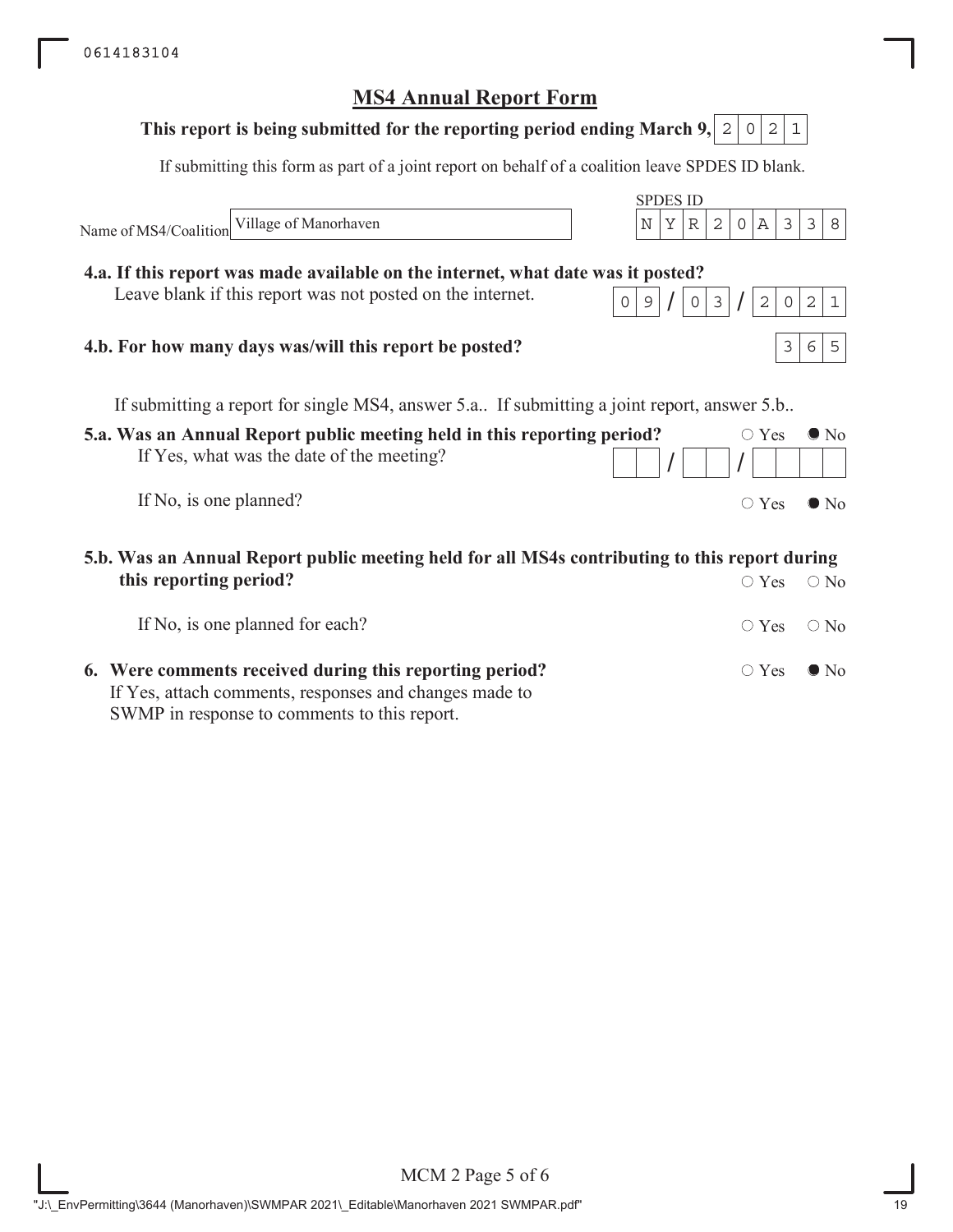## MS4 Annual Report Form

**This report is being submitted for the reporting period ending March 9,** 2021

If submitting this form as part of a joint report on behalf of a coalition leave SPDES ID blank.

Name of MS4/Coalition: Village of Manorhaven

SPDES ID: NYR20A338

**4.a. If this report was made available on the internet, what date was it posted?**
Leave blank if this report was not posted on the internet.

09/03/2021

**4.b. For how many days was/will this report be posted?**

365

If submitting a report for single MS4, answer 5.a.. If submitting a joint report, answer 5.b..

**5.a. Was an Annual Report public meeting held in this reporting period?** ○ Yes ● No

If Yes, what was the date of the meeting? __/__/____

If No, is one planned? ○ Yes ● No

**5.b. Was an Annual Report public meeting held for all MS4s contributing to this report during this reporting period?** ○ Yes ○ No

If No, is one planned for each? ○ Yes ○ No

**6. Were comments received during this reporting period?** ○ Yes ● No

If Yes, attach comments, responses and changes made to SWMP in response to comments to this report.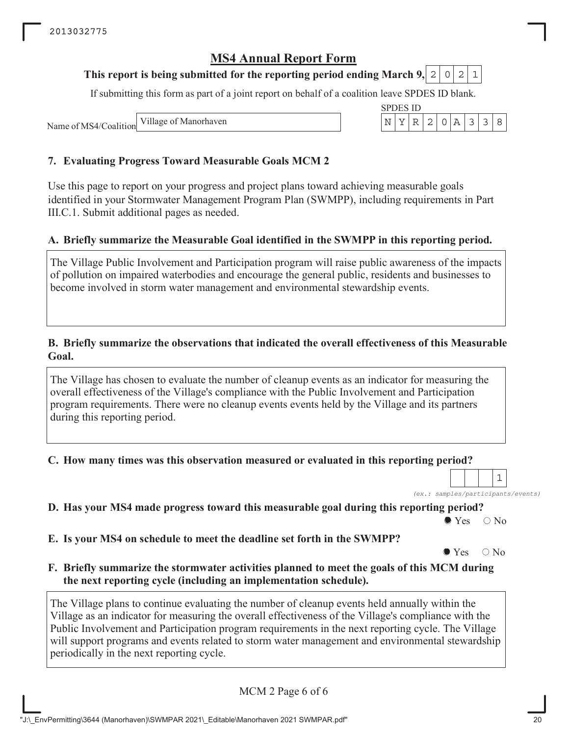# MS4 Annual Report Form

**This report is being submitted for the reporting period ending March 9,** 2021

If submitting this form as part of a joint report on behalf of a coalition leave SPDES ID blank.

Name of MS4/Coalition: Village of Manorhaven

SPDES ID: NYR20A338

## 7. Evaluating Progress Toward Measurable Goals MCM 2

Use this page to report on your progress and project plans toward achieving measurable goals identified in your Stormwater Management Program Plan (SWMPP), including requirements in Part III.C.1. Submit additional pages as needed.

### A. Briefly summarize the Measurable Goal identified in the SWMPP in this reporting period.

The Village Public Involvement and Participation program will raise public awareness of the impacts of pollution on impaired waterbodies and encourage the general public, residents and businesses to become involved in storm water management and environmental stewardship events.

### B. Briefly summarize the observations that indicated the overall effectiveness of this Measurable Goal.

The Village has chosen to evaluate the number of cleanup events as an indicator for measuring the overall effectiveness of the Village's compliance with the Public Involvement and Participation program requirements. There were no cleanup events events held by the Village and its partners during this reporting period.

### C. How many times was this observation measured or evaluated in this reporting period?

1

*(ex.: samples/participants/events)*

### D. Has your MS4 made progress toward this measurable goal during this reporting period?

● Yes ○ No

### E. Is your MS4 on schedule to meet the deadline set forth in the SWMPP?

● Yes ○ No

### F. Briefly summarize the stormwater activities planned to meet the goals of this MCM during the next reporting cycle (including an implementation schedule).

The Village plans to continue evaluating the number of cleanup events held annually within the Village as an indicator for measuring the overall effectiveness of the Village's compliance with the Public Involvement and Participation program requirements in the next reporting cycle. The Village will support programs and events related to storm water management and environmental stewardship periodically in the next reporting cycle.

MCM 2 Page 6 of 6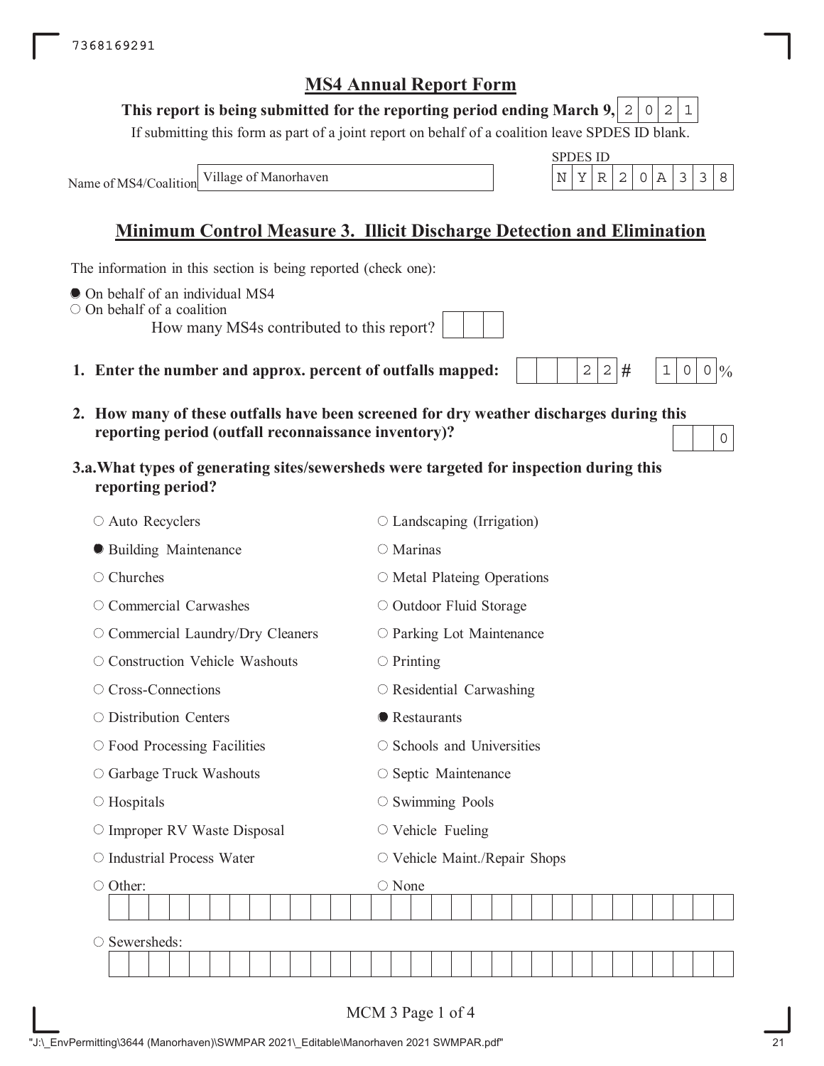7368169291

# MS4 Annual Report Form

**This report is being submitted for the reporting period ending March 9,** 2021

If submitting this form as part of a joint report on behalf of a coalition leave SPDES ID blank.

Name of MS4/Coalition: Village of Manorhaven

SPDES ID: NYR20A338

## Minimum Control Measure 3. Illicit Discharge Detection and Elimination

The information in this section is being reported (check one):

- ● On behalf of an individual MS4
- ○ On behalf of a coalition
  - How many MS4s contributed to this report?

**1. Enter the number and approx. percent of outfalls mapped:** 22 # 100 %

**2. How many of these outfalls have been screened for dry weather discharges during this reporting period (outfall reconnaissance inventory)?** 0

**3.a. What types of generating sites/sewersheds were targeted for inspection during this reporting period?**

| | |
|---|---|
| ○ Auto Recyclers | ○ Landscaping (Irrigation) |
| ● Building Maintenance | ○ Marinas |
| ○ Churches | ○ Metal Plateing Operations |
| ○ Commercial Carwashes | ○ Outdoor Fluid Storage |
| ○ Commercial Laundry/Dry Cleaners | ○ Parking Lot Maintenance |
| ○ Construction Vehicle Washouts | ○ Printing |
| ○ Cross-Connections | ○ Residential Carwashing |
| ○ Distribution Centers | ● Restaurants |
| ○ Food Processing Facilities | ○ Schools and Universities |
| ○ Garbage Truck Washouts | ○ Septic Maintenance |
| ○ Hospitals | ○ Swimming Pools |
| ○ Improper RV Waste Disposal | ○ Vehicle Fueling |
| ○ Industrial Process Water | ○ Vehicle Maint./Repair Shops |
| ○ Other: | ○ None |

○ Sewersheds:

"J:\_EnvPermitting\3644 (Manorhaven)\SWMPAR 2021\_Editable\Manorhaven 2021 SWMPAR.pdf"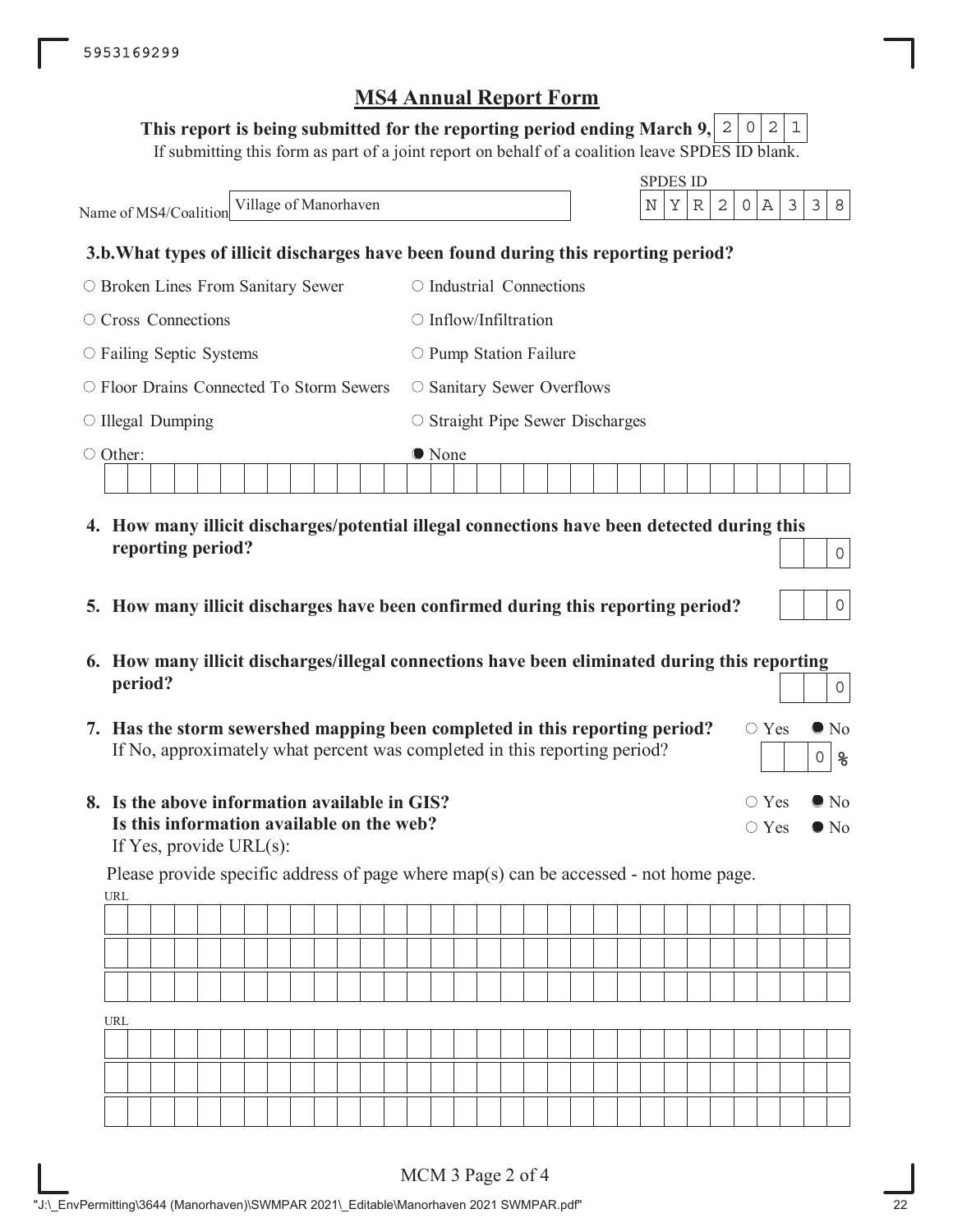# MS4 Annual Report Form

**This report is being submitted for the reporting period ending March 9,** 2021

If submitting this form as part of a joint report on behalf of a coalition leave SPDES ID blank.

Name of MS4/Coalition: Village of Manorhaven

SPDES ID: NYR20A338

### 3.b. What types of illicit discharges have been found during this reporting period?

- ○ Broken Lines From Sanitary Sewer
- ○ Industrial Connections
- ○ Cross Connections
- ○ Inflow/Infiltration
- ○ Failing Septic Systems
- ○ Pump Station Failure
- ○ Floor Drains Connected To Storm Sewers
- ○ Sanitary Sewer Overflows
- ○ Illegal Dumping
- ○ Straight Pipe Sewer Discharges
- ○ Other:
- ● None

**4. How many illicit discharges/potential illegal connections have been detected during this reporting period?** 0

**5. How many illicit discharges have been confirmed during this reporting period?** 0

**6. How many illicit discharges/illegal connections have been eliminated during this reporting period?** 0

**7. Has the storm sewershed mapping been completed in this reporting period?** ○ Yes ● No

If No, approximately what percent was completed in this reporting period? 0 %

**8. Is the above information available in GIS?** ○ Yes ● No

**Is this information available on the web?** ○ Yes ● No

If Yes, provide URL(s):

Please provide specific address of page where map(s) can be accessed - not home page.

URL

URL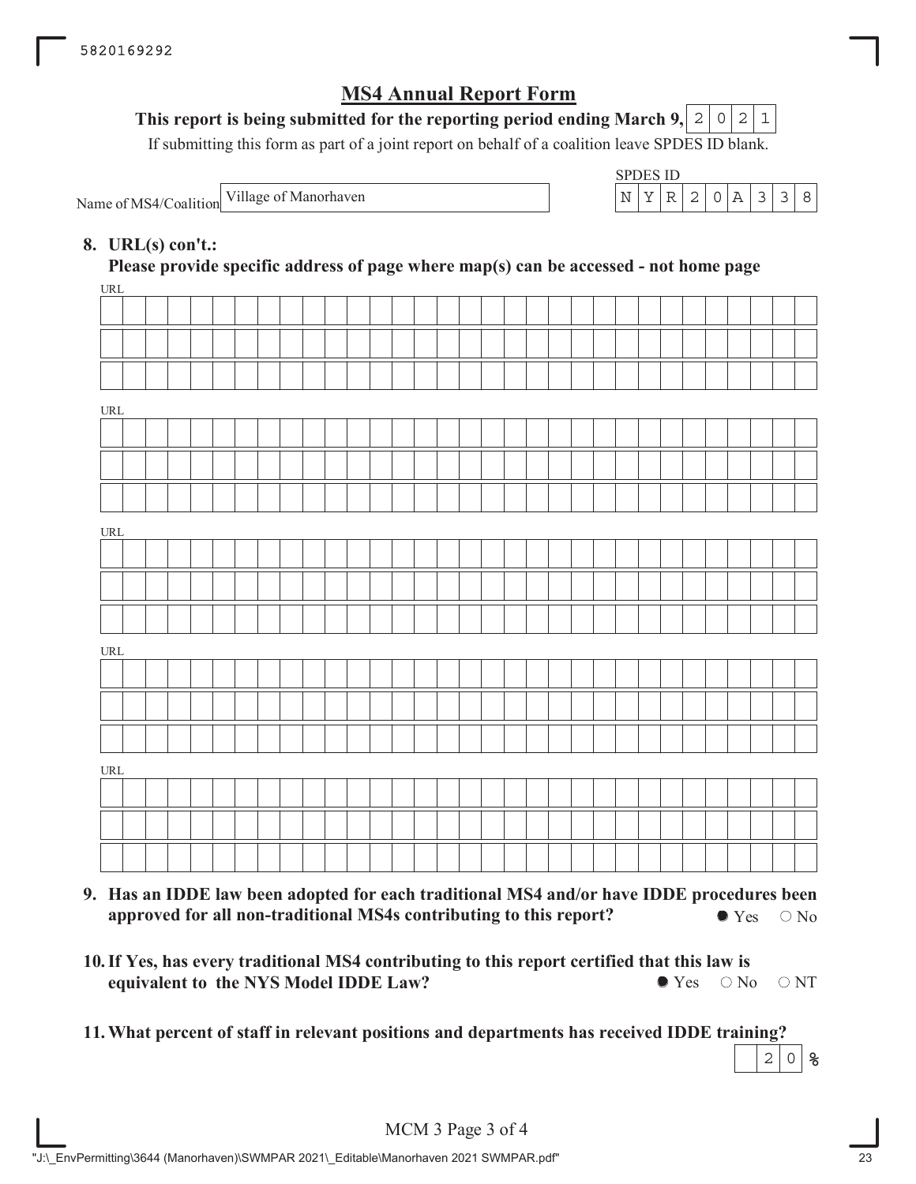5820169292

# MS4 Annual Report Form

**This report is being submitted for the reporting period ending March 9,** 2021

If submitting this form as part of a joint report on behalf of a coalition leave SPDES ID blank.

Name of MS4/Coalition: Village of Manorhaven

SPDES ID: NYR20A338

**8. URL(s) con't.:**
**Please provide specific address of page where map(s) can be accessed - not home page**

URL

URL

URL

URL

URL

**9. Has an IDDE law been adopted for each traditional MS4 and/or have IDDE procedures been approved for all non-traditional MS4s contributing to this report?** ● Yes ○ No

**10. If Yes, has every traditional MS4 contributing to this report certified that this law is equivalent to the NYS Model IDDE Law?** ● Yes ○ No ○ NT

**11. What percent of staff in relevant positions and departments has received IDDE training?** 20 %

MCM 3 Page 3 of 4

"J:\_EnvPermitting\3644 (Manorhaven)\SWMPAR 2021\_Editable\Manorhaven 2021 SWMPAR.pdf"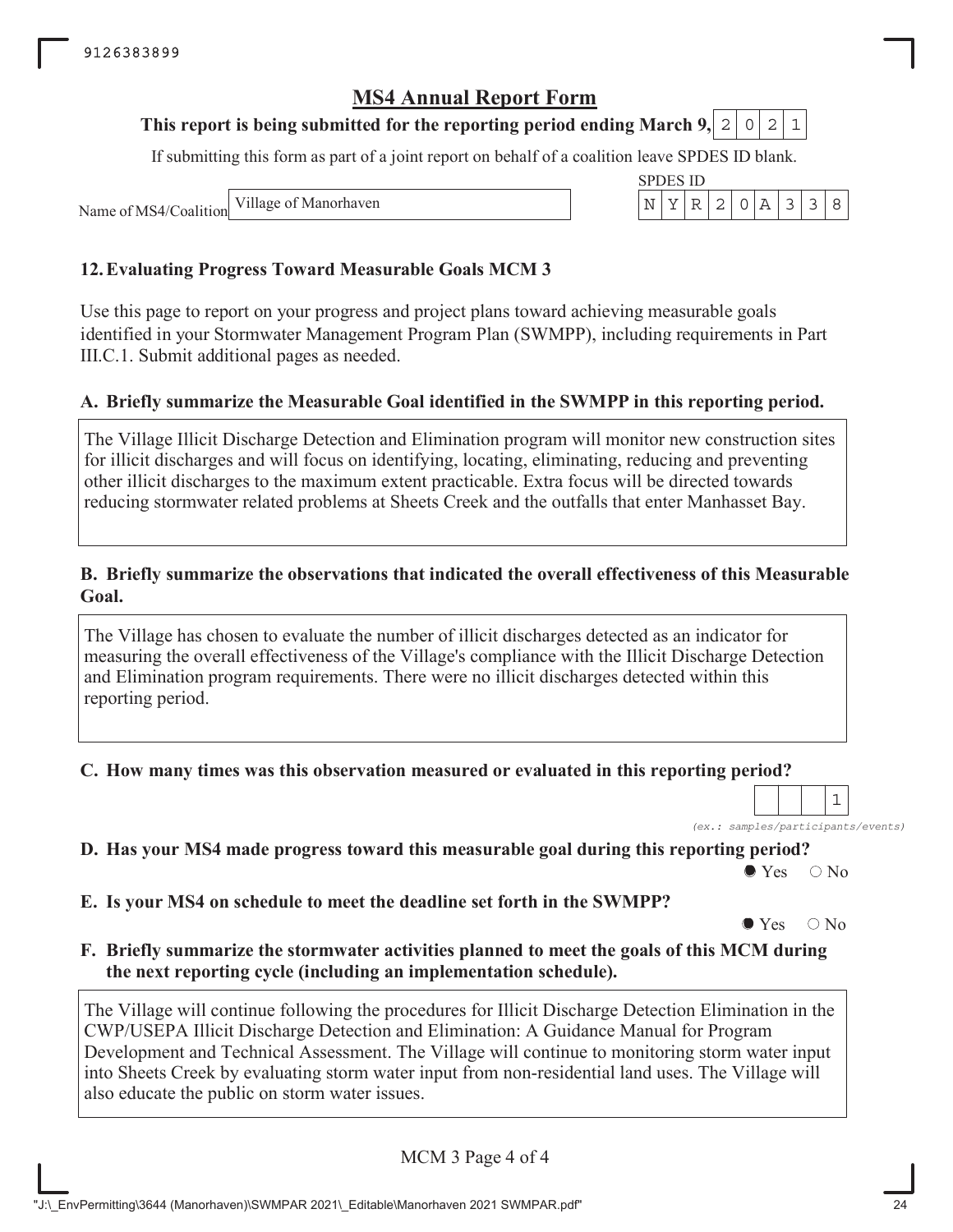# MS4 Annual Report Form

**This report is being submitted for the reporting period ending March 9, 2021**

If submitting this form as part of a joint report on behalf of a coalition leave SPDES ID blank.

Name of MS4/Coalition: Village of Manorhaven

SPDES ID: NYR20A338

## 12. Evaluating Progress Toward Measurable Goals MCM 3

Use this page to report on your progress and project plans toward achieving measurable goals identified in your Stormwater Management Program Plan (SWMPP), including requirements in Part III.C.1. Submit additional pages as needed.

### A. Briefly summarize the Measurable Goal identified in the SWMPP in this reporting period.

The Village Illicit Discharge Detection and Elimination program will monitor new construction sites for illicit discharges and will focus on identifying, locating, eliminating, reducing and preventing other illicit discharges to the maximum extent practicable. Extra focus will be directed towards reducing stormwater related problems at Sheets Creek and the outfalls that enter Manhasset Bay.

### B. Briefly summarize the observations that indicated the overall effectiveness of this Measurable Goal.

The Village has chosen to evaluate the number of illicit discharges detected as an indicator for measuring the overall effectiveness of the Village's compliance with the Illicit Discharge Detection and Elimination program requirements. There were no illicit discharges detected within this reporting period.

### C. How many times was this observation measured or evaluated in this reporting period?

1

*(ex.: samples/participants/events)*

### D. Has your MS4 made progress toward this measurable goal during this reporting period?

● Yes ○ No

### E. Is your MS4 on schedule to meet the deadline set forth in the SWMPP?

● Yes ○ No

### F. Briefly summarize the stormwater activities planned to meet the goals of this MCM during the next reporting cycle (including an implementation schedule).

The Village will continue following the procedures for Illicit Discharge Detection Elimination in the CWP/USEPA Illicit Discharge Detection and Elimination: A Guidance Manual for Program Development and Technical Assessment. The Village will continue to monitoring storm water input into Sheets Creek by evaluating storm water input from non-residential land uses. The Village will also educate the public on storm water issues.

MCM 3 Page 4 of 4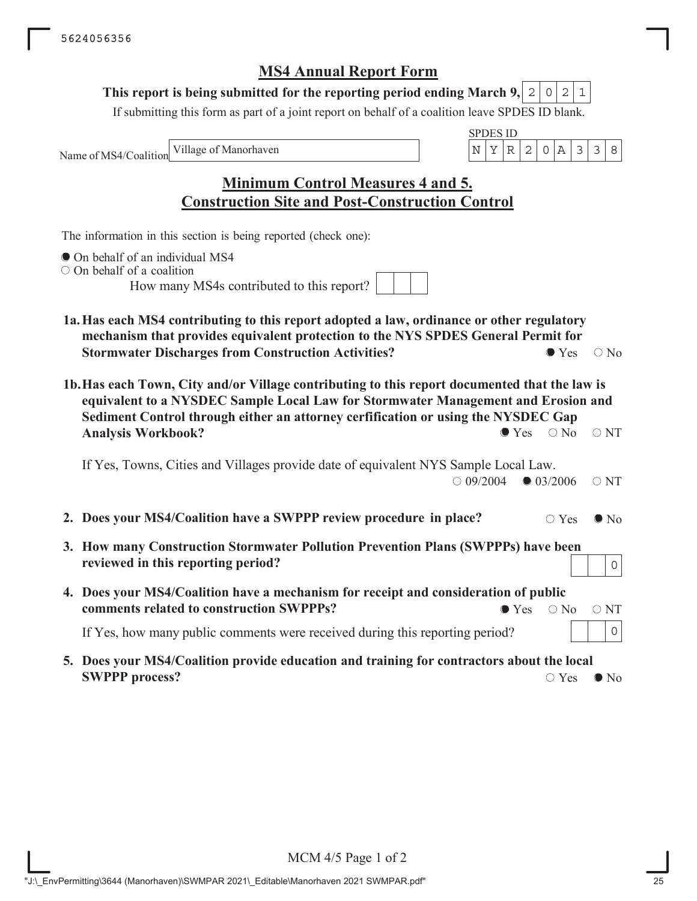## MS4 Annual Report Form

**This report is being submitted for the reporting period ending March 9,** 2021

If submitting this form as part of a joint report on behalf of a coalition leave SPDES ID blank.

Name of MS4/Coalition: Village of Manorhaven

SPDES ID: NYR20A338

## Minimum Control Measures 4 and 5. Construction Site and Post-Construction Control

The information in this section is being reported (check one):

- ● On behalf of an individual MS4
- ○ On behalf of a coalition

  How many MS4s contributed to this report?

**1a. Has each MS4 contributing to this report adopted a law, ordinance or other regulatory mechanism that provides equivalent protection to the NYS SPDES General Permit for Stormwater Discharges from Construction Activities?** ● Yes ○ No

**1b. Has each Town, City and/or Village contributing to this report documented that the law is equivalent to a NYSDEC Sample Local Law for Stormwater Management and Erosion and Sediment Control through either an attorney cerfification or using the NYSDEC Gap Analysis Workbook?** ● Yes ○ No ○ NT

If Yes, Towns, Cities and Villages provide date of equivalent NYS Sample Local Law. ○ 09/2004 ● 03/2006 ○ NT

**2. Does your MS4/Coalition have a SWPPP review procedure in place?** ○ Yes ● No

**3. How many Construction Stormwater Pollution Prevention Plans (SWPPPs) have been reviewed in this reporting period?** 0

**4. Does your MS4/Coalition have a mechanism for receipt and consideration of public comments related to construction SWPPPs?** ● Yes ○ No ○ NT

If Yes, how many public comments were received during this reporting period? 0

**5. Does your MS4/Coalition provide education and training for contractors about the local SWPPP process?** ○ Yes ● No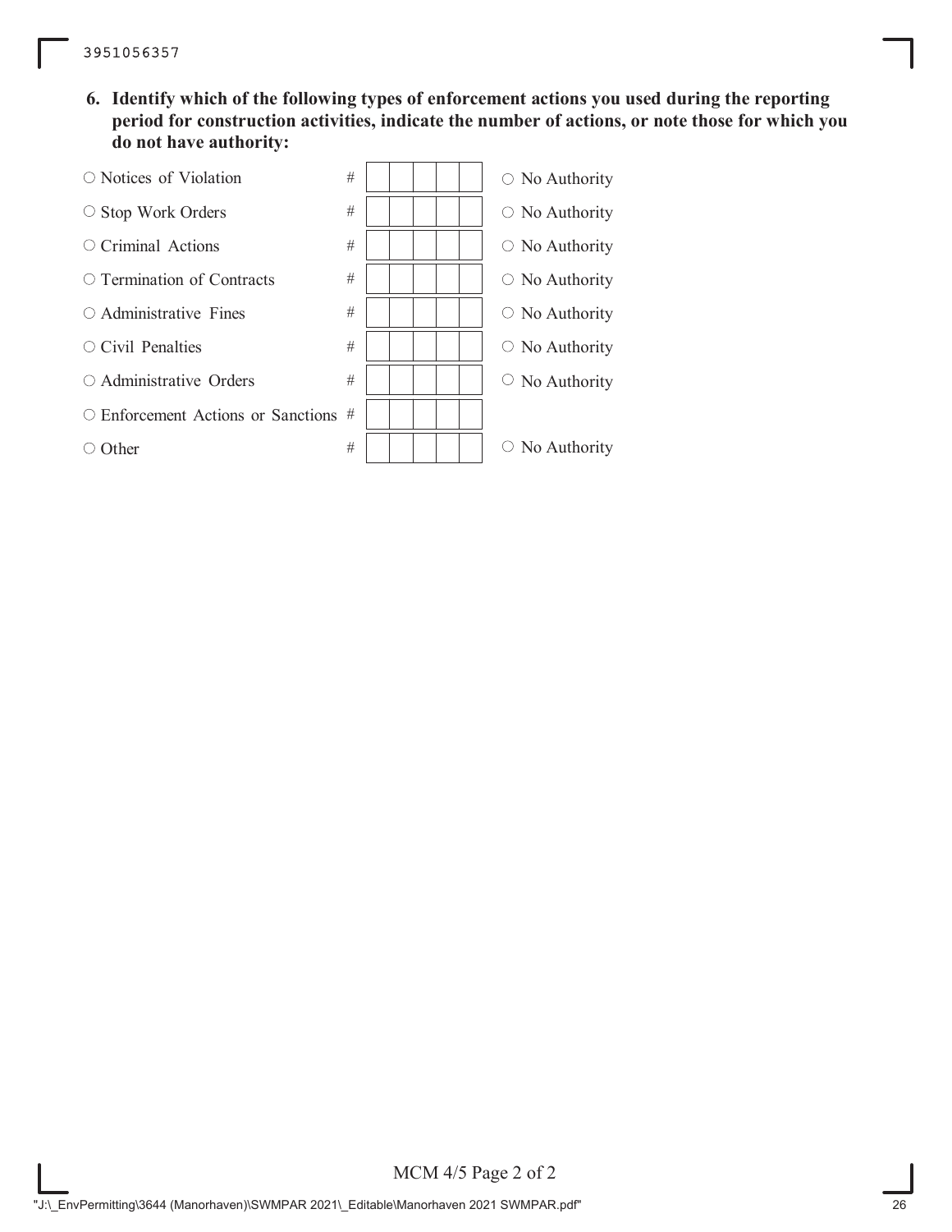**6. Identify which of the following types of enforcement actions you used during the reporting period for construction activities, indicate the number of actions, or note those for which you do not have authority:**

| Enforcement Action | # | |
|---|---|---|
| ○ Notices of Violation | # | ○ No Authority |
| ○ Stop Work Orders | # | ○ No Authority |
| ○ Criminal Actions | # | ○ No Authority |
| ○ Termination of Contracts | # | ○ No Authority |
| ○ Administrative Fines | # | ○ No Authority |
| ○ Civil Penalties | # | ○ No Authority |
| ○ Administrative Orders | # | ○ No Authority |
| ○ Enforcement Actions or Sanctions | # | |
| ○ Other | # | ○ No Authority |

MCM 4/5 Page 2 of 2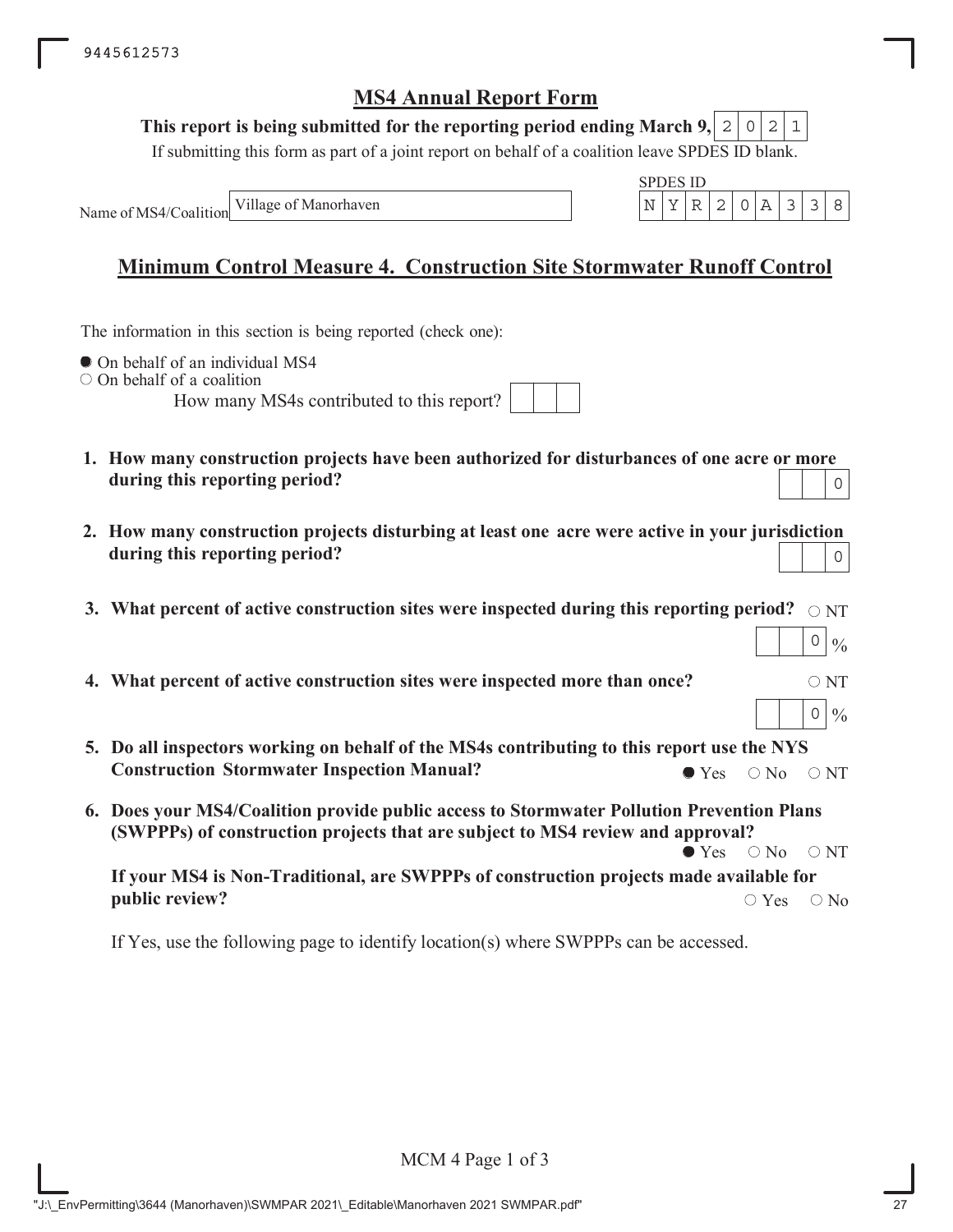# MS4 Annual Report Form

**This report is being submitted for the reporting period ending March 9,** 2021

If submitting this form as part of a joint report on behalf of a coalition leave SPDES ID blank.

Name of MS4/Coalition: Village of Manorhaven

SPDES ID: NYR20A338

## Minimum Control Measure 4. Construction Site Stormwater Runoff Control

The information in this section is being reported (check one):

- ● On behalf of an individual MS4
- ○ On behalf of a coalition

How many MS4s contributed to this report?

1. **How many construction projects have been authorized for disturbances of one acre or more during this reporting period?** 0

2. **How many construction projects disturbing at least one acre were active in your jurisdiction during this reporting period?** 0

3. **What percent of active construction sites were inspected during this reporting period?** ○ NT

   0 %

4. **What percent of active construction sites were inspected more than once?** ○ NT

   0 %

5. **Do all inspectors working on behalf of the MS4s contributing to this report use the NYS Construction Stormwater Inspection Manual?** ● Yes ○ No ○ NT

6. **Does your MS4/Coalition provide public access to Stormwater Pollution Prevention Plans (SWPPPs) of construction projects that are subject to MS4 review and approval?** ● Yes ○ No ○ NT

   **If your MS4 is Non-Traditional, are SWPPPs of construction projects made available for public review?** ○ Yes ○ No

   If Yes, use the following page to identify location(s) where SWPPPs can be accessed.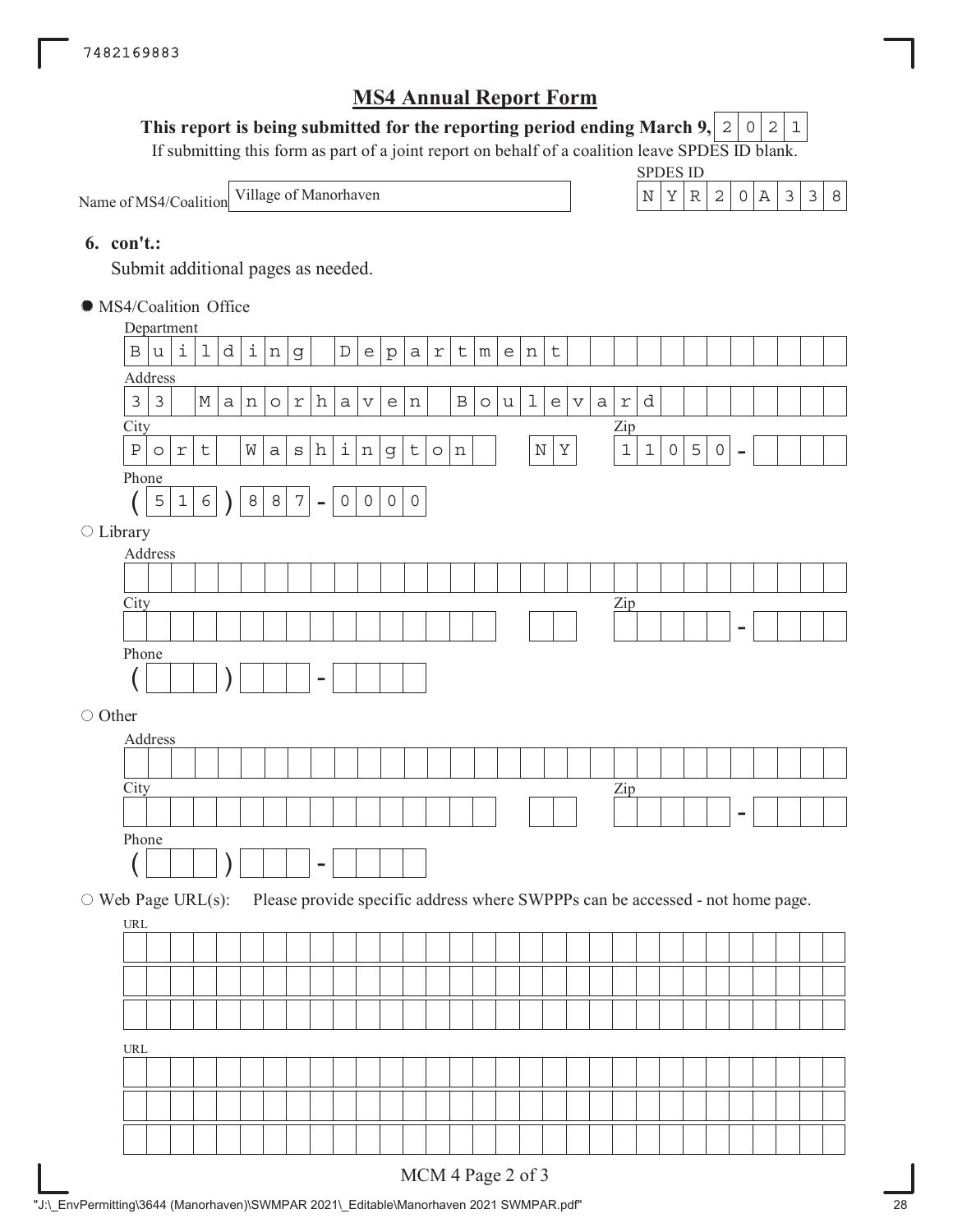7482169883

# MS4 Annual Report Form

**This report is being submitted for the reporting period ending March 9,** 2021

If submitting this form as part of a joint report on behalf of a coalition leave SPDES ID blank.

Name of MS4/Coalition: Village of Manorhaven

SPDES ID: NYR20A338

**6. con't.:**

Submit additional pages as needed.

● MS4/Coalition Office

Department: Building Department

Address: 33 Manorhaven Boulevard

City: Port Washington NY Zip: 11050-

Phone: (516) 887-0000

○ Library

Address:

City: Zip: -

Phone: ( ) -

○ Other

Address:

City: Zip: -

Phone: ( ) -

○ Web Page URL(s): Please provide specific address where SWPPPs can be accessed - not home page.

URL:

URL:

MCM 4 Page 2 of 3

"J:\_EnvPermitting\3644 (Manorhaven)\SWMPAR 2021\_Editable\Manorhaven 2021 SWMPAR.pdf"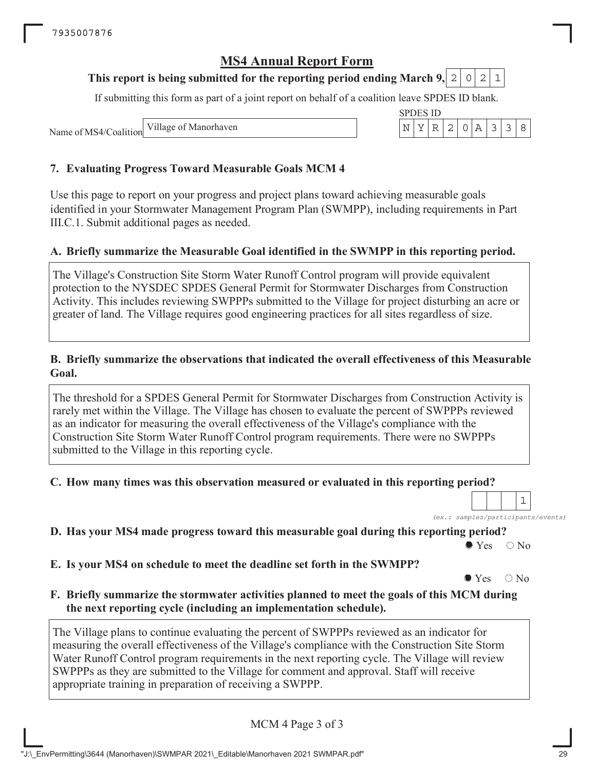# MS4 Annual Report Form

**This report is being submitted for the reporting period ending March 9,** 2021

If submitting this form as part of a joint report on behalf of a coalition leave SPDES ID blank.

Name of MS4/Coalition: Village of Manorhaven

SPDES ID: NYR20A338

## 7. Evaluating Progress Toward Measurable Goals MCM 4

Use this page to report on your progress and project plans toward achieving measurable goals identified in your Stormwater Management Program Plan (SWMPP), including requirements in Part III.C.1. Submit additional pages as needed.

### A. Briefly summarize the Measurable Goal identified in the SWMPP in this reporting period.

The Village's Construction Site Storm Water Runoff Control program will provide equivalent protection to the NYSDEC SPDES General Permit for Stormwater Discharges from Construction Activity. This includes reviewing SWPPPs submitted to the Village for project disturbing an acre or greater of land. The Village requires good engineering practices for all sites regardless of size.

### B. Briefly summarize the observations that indicated the overall effectiveness of this Measurable Goal.

The threshold for a SPDES General Permit for Stormwater Discharges from Construction Activity is rarely met within the Village. The Village has chosen to evaluate the percent of SWPPPs reviewed as an indicator for measuring the overall effectiveness of the Village's compliance with the Construction Site Storm Water Runoff Control program requirements. There were no SWPPPs submitted to the Village in this reporting cycle.

### C. How many times was this observation measured or evaluated in this reporting period?

1

*(ex.: samples/participants/events)*

### D. Has your MS4 made progress toward this measurable goal during this reporting period?

● Yes ○ No

### E. Is your MS4 on schedule to meet the deadline set forth in the SWMPP?

● Yes ○ No

### F. Briefly summarize the stormwater activities planned to meet the goals of this MCM during the next reporting cycle (including an implementation schedule).

The Village plans to continue evaluating the percent of SWPPPs reviewed as an indicator for measuring the overall effectiveness of the Village's compliance with the Construction Site Storm Water Runoff Control program requirements in the next reporting cycle. The Village will review SWPPPs as they are submitted to the Village for comment and approval. Staff will receive appropriate training in preparation of receiving a SWPPP.

MCM 4 Page 3 of 3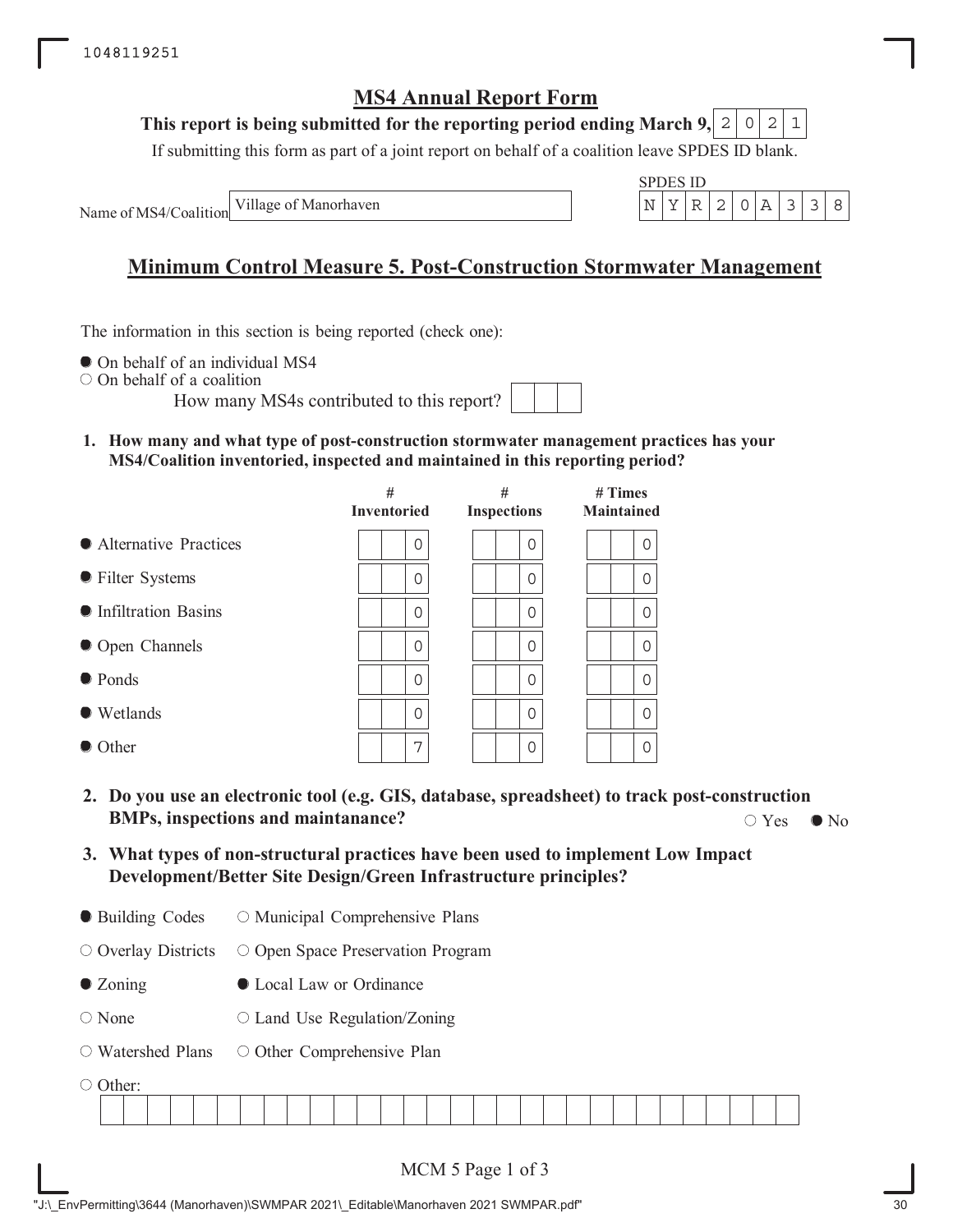## MS4 Annual Report Form

**This report is being submitted for the reporting period ending March 9,** 2021

If submitting this form as part of a joint report on behalf of a coalition leave SPDES ID blank.

Name of MS4/Coalition: Village of Manorhaven

SPDES ID: NYR20A338

## Minimum Control Measure 5. Post-Construction Stormwater Management

The information in this section is being reported (check one):

- ● On behalf of an individual MS4
- ○ On behalf of a coalition

  How many MS4s contributed to this report?

**1. How many and what type of post-construction stormwater management practices has your MS4/Coalition inventoried, inspected and maintained in this reporting period?**

| | # Inventoried | # Inspections | # Times Maintained |
|---|---|---|---|
| ● Alternative Practices | 0 | 0 | 0 |
| ● Filter Systems | 0 | 0 | 0 |
| ● Infiltration Basins | 0 | 0 | 0 |
| ● Open Channels | 0 | 0 | 0 |
| ● Ponds | 0 | 0 | 0 |
| ● Wetlands | 0 | 0 | 0 |
| ● Other | 7 | 0 | 0 |

**2. Do you use an electronic tool (e.g. GIS, database, spreadsheet) to track post-construction BMPs, inspections and maintanance?** ○ Yes ● No

**3. What types of non-structural practices have been used to implement Low Impact Development/Better Site Design/Green Infrastructure principles?**

- ● Building Codes
- ○ Municipal Comprehensive Plans
- ○ Overlay Districts
- ○ Open Space Preservation Program
- ● Zoning
- ● Local Law or Ordinance
- ○ None
- ○ Land Use Regulation/Zoning
- ○ Watershed Plans
- ○ Other Comprehensive Plan
- ○ Other:

MCM 5 Page 1 of 3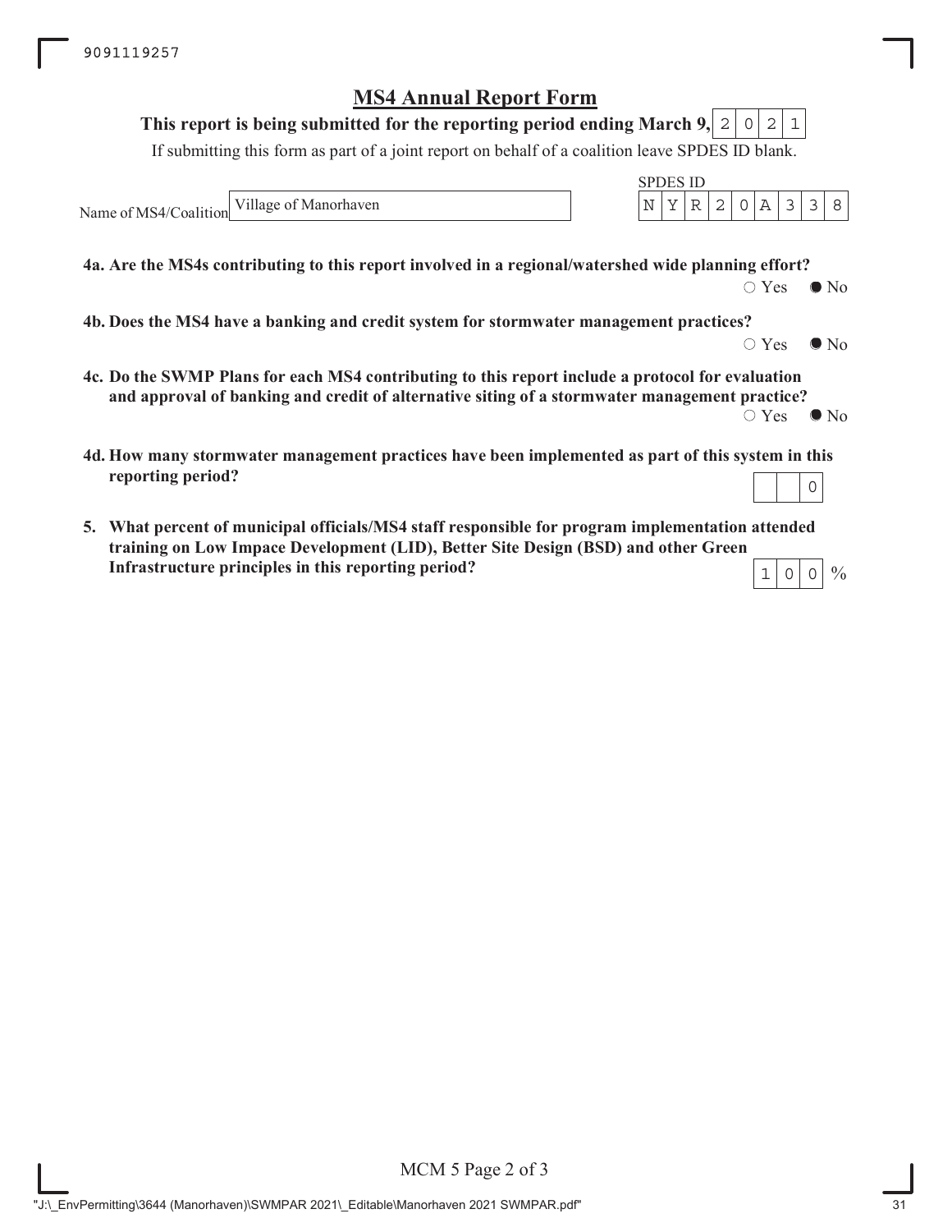## MS4 Annual Report Form

**This report is being submitted for the reporting period ending March 9,** 2021

If submitting this form as part of a joint report on behalf of a coalition leave SPDES ID blank.

Name of MS4/Coalition: Village of Manorhaven

SPDES ID: NYR20A338

**4a. Are the MS4s contributing to this report involved in a regional/watershed wide planning effort?**

○ Yes ● No

**4b. Does the MS4 have a banking and credit system for stormwater management practices?**

○ Yes ● No

**4c. Do the SWMP Plans for each MS4 contributing to this report include a protocol for evaluation and approval of banking and credit of alternative siting of a stormwater management practice?**

○ Yes ● No

**4d. How many stormwater management practices have been implemented as part of this system in this reporting period?**

0

**5. What percent of municipal officials/MS4 staff responsible for program implementation attended training on Low Impace Development (LID), Better Site Design (BSD) and other Green Infrastructure principles in this reporting period?**

100 %

MCM 5 Page 2 of 3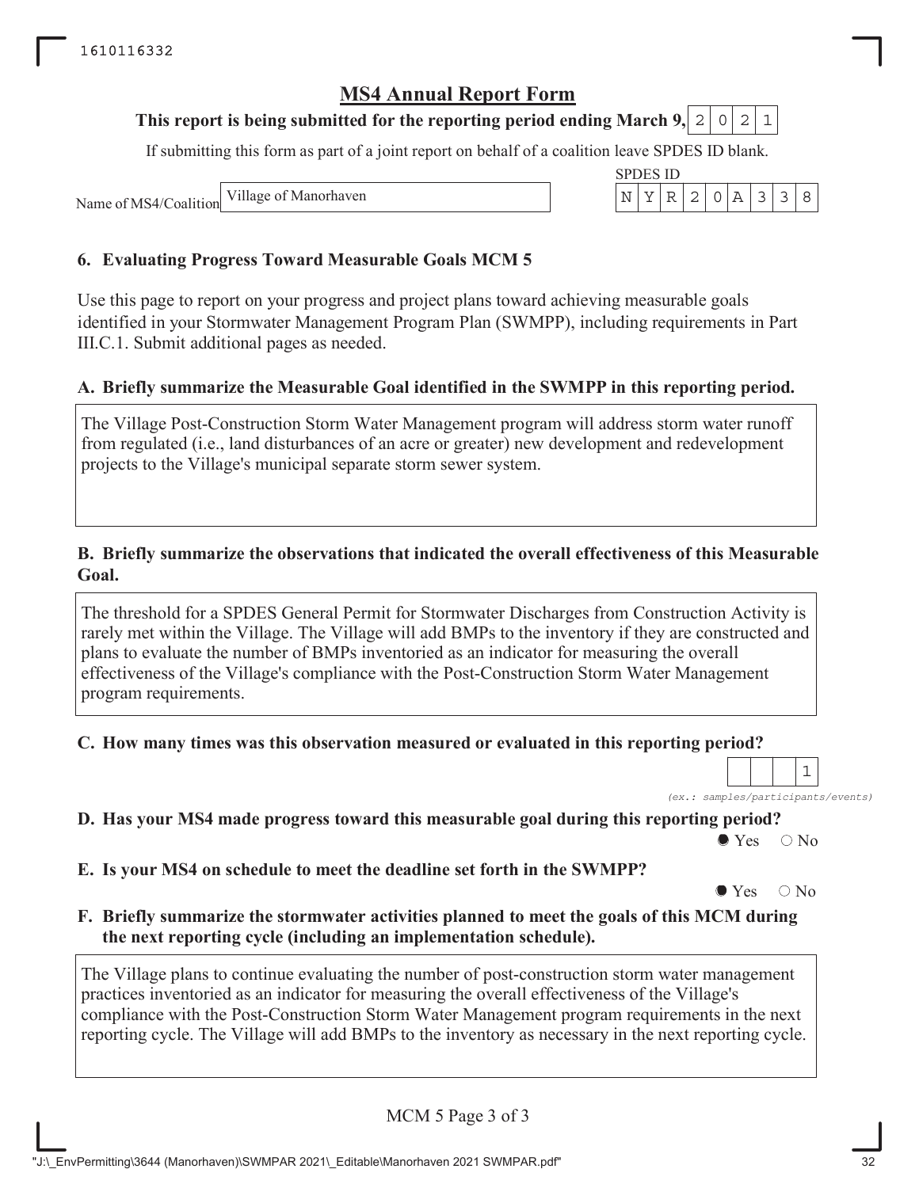# MS4 Annual Report Form

**This report is being submitted for the reporting period ending March 9,** 2021

If submitting this form as part of a joint report on behalf of a coalition leave SPDES ID blank.

Name of MS4/Coalition: Village of Manorhaven

SPDES ID: NYR20A338

## 6. Evaluating Progress Toward Measurable Goals MCM 5

Use this page to report on your progress and project plans toward achieving measurable goals identified in your Stormwater Management Program Plan (SWMPP), including requirements in Part III.C.1. Submit additional pages as needed.

### A. Briefly summarize the Measurable Goal identified in the SWMPP in this reporting period.

The Village Post-Construction Storm Water Management program will address storm water runoff from regulated (i.e., land disturbances of an acre or greater) new development and redevelopment projects to the Village's municipal separate storm sewer system.

### B. Briefly summarize the observations that indicated the overall effectiveness of this Measurable Goal.

The threshold for a SPDES General Permit for Stormwater Discharges from Construction Activity is rarely met within the Village. The Village will add BMPs to the inventory if they are constructed and plans to evaluate the number of BMPs inventoried as an indicator for measuring the overall effectiveness of the Village's compliance with the Post-Construction Storm Water Management program requirements.

### C. How many times was this observation measured or evaluated in this reporting period?

1

*(ex.: samples/participants/events)*

### D. Has your MS4 made progress toward this measurable goal during this reporting period?

● Yes ○ No

### E. Is your MS4 on schedule to meet the deadline set forth in the SWMPP?

● Yes ○ No

### F. Briefly summarize the stormwater activities planned to meet the goals of this MCM during the next reporting cycle (including an implementation schedule).

The Village plans to continue evaluating the number of post-construction storm water management practices inventoried as an indicator for measuring the overall effectiveness of the Village's compliance with the Post-Construction Storm Water Management program requirements in the next reporting cycle. The Village will add BMPs to the inventory as necessary in the next reporting cycle.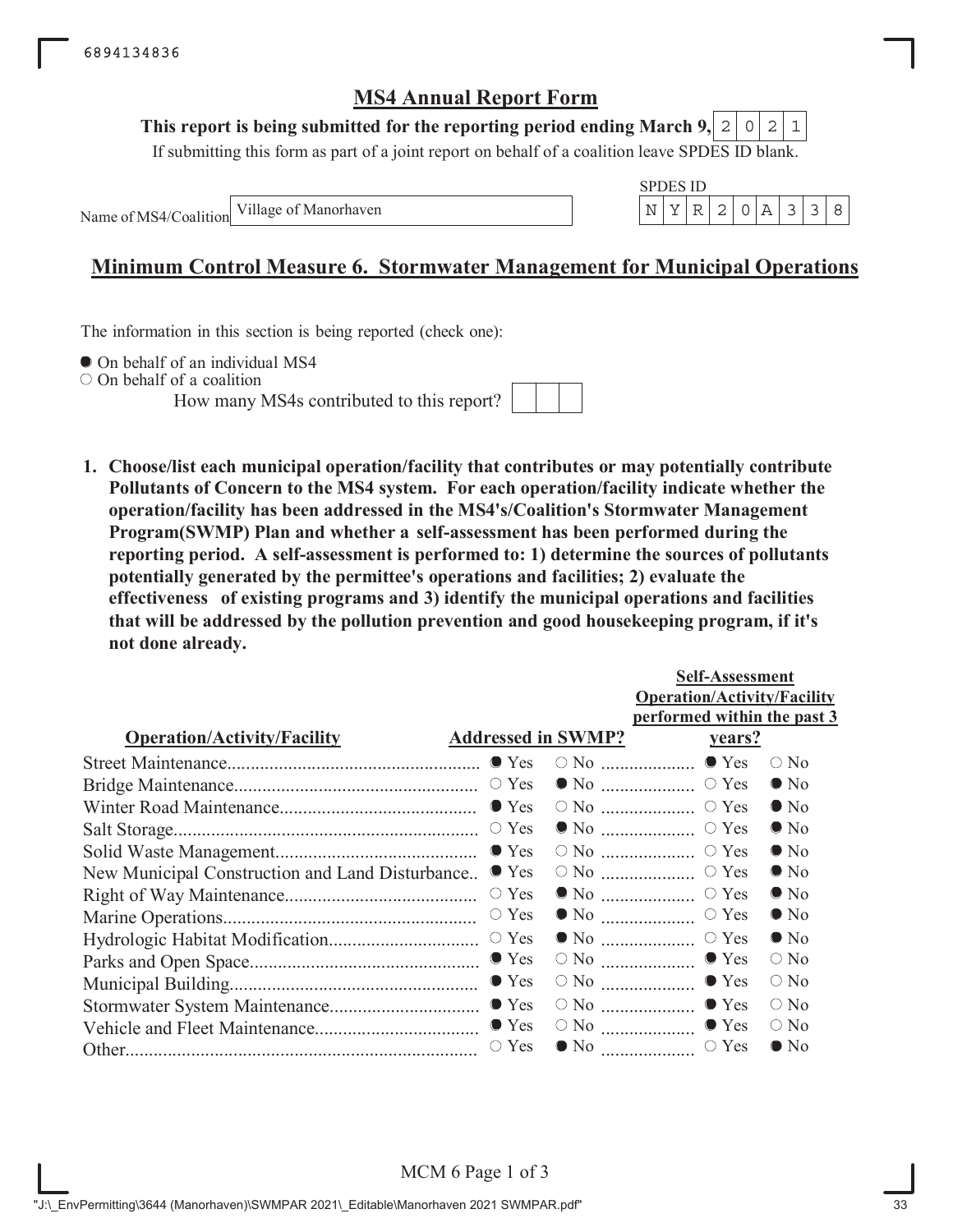6894134836

# MS4 Annual Report Form

**This report is being submitted for the reporting period ending March 9, 2021**

If submitting this form as part of a joint report on behalf of a coalition leave SPDES ID blank.

Name of MS4/Coalition: Village of Manorhaven

SPDES ID: NYR20A338

## Minimum Control Measure 6. Stormwater Management for Municipal Operations

The information in this section is being reported (check one):

- ● On behalf of an individual MS4
- ○ On behalf of a coalition

How many MS4s contributed to this report? 

**1. Choose/list each municipal operation/facility that contributes or may potentially contribute Pollutants of Concern to the MS4 system. For each operation/facility indicate whether the operation/facility has been addressed in the MS4's/Coalition's Stormwater Management Program(SWMP) Plan and whether a self-assessment has been performed during the reporting period. A self-assessment is performed to: 1) determine the sources of pollutants potentially generated by the permittee's operations and facilities; 2) evaluate the effectiveness of existing programs and 3) identify the municipal operations and facilities that will be addressed by the pollution prevention and good housekeeping program, if it's not done already.**

| Operation/Activity/Facility | Addressed in SWMP? | Self-Assessment Operation/Activity/Facility performed within the past 3 years? |
|---|---|---|
| Street Maintenance | Yes | Yes |
| Bridge Maintenance | No | No |
| Winter Road Maintenance | Yes | No |
| Salt Storage | No | No |
| Solid Waste Management | Yes | No |
| New Municipal Construction and Land Disturbance | Yes | No |
| Right of Way Maintenance | No | No |
| Marine Operations | No | No |
| Hydrologic Habitat Modification | No | No |
| Parks and Open Space | Yes | Yes |
| Municipal Building | Yes | Yes |
| Stormwater System Maintenance | Yes | Yes |
| Vehicle and Fleet Maintenance | Yes | Yes |
| Other | No | No |

"J:\_EnvPermitting\3644 (Manorhaven)\SWMPAR 2021\_Editable\Manorhaven 2021 SWMPAR.pdf"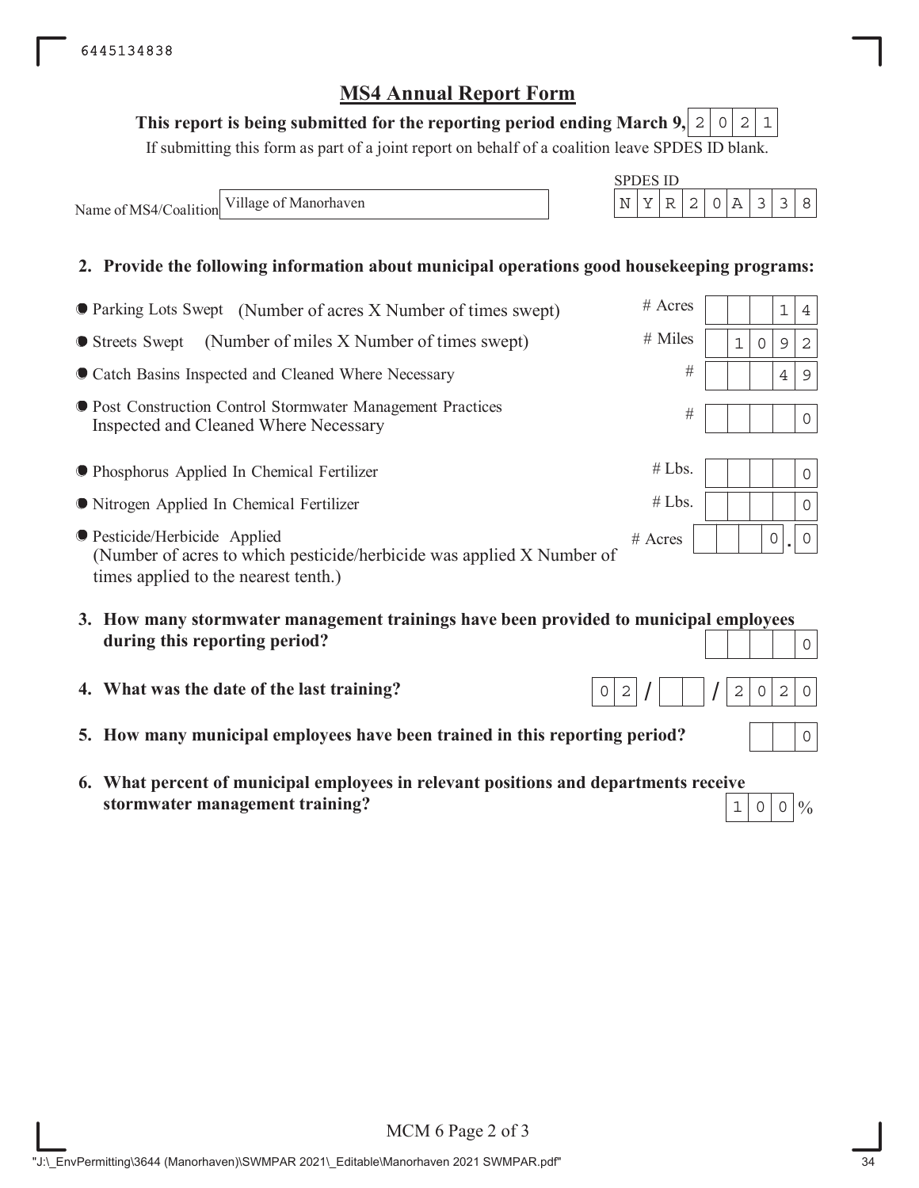6445134838

# MS4 Annual Report Form

**This report is being submitted for the reporting period ending March 9, 2021**

If submitting this form as part of a joint report on behalf of a coalition leave SPDES ID blank.

Name of MS4/Coalition: Village of Manorhaven

SPDES ID: NYR20A338

**2. Provide the following information about municipal operations good housekeeping programs:**

| Item | Unit | Value |
|---|---|---|
| Parking Lots Swept (Number of acres X Number of times swept) | # Acres | 14 |
| Streets Swept (Number of miles X Number of times swept) | # Miles | 1092 |
| Catch Basins Inspected and Cleaned Where Necessary | # | 49 |
| Post Construction Control Stormwater Management Practices Inspected and Cleaned Where Necessary | # | 0 |
| Phosphorus Applied In Chemical Fertilizer | # Lbs. | 0 |
| Nitrogen Applied In Chemical Fertilizer | # Lbs. | 0 |
| Pesticide/Herbicide Applied (Number of acres to which pesticide/herbicide was applied X Number of times applied to the nearest tenth.) | # Acres | 0.0 |

**3. How many stormwater management trainings have been provided to municipal employees during this reporting period?** 0

**4. What was the date of the last training?** 02/ /2020

**5. How many municipal employees have been trained in this reporting period?** 0

**6. What percent of municipal employees in relevant positions and departments receive stormwater management training?** 100%

MCM 6 Page 2 of 3

"J:\_EnvPermitting\3644 (Manorhaven)\SWMPAR 2021\_Editable\Manorhaven 2021 SWMPAR.pdf"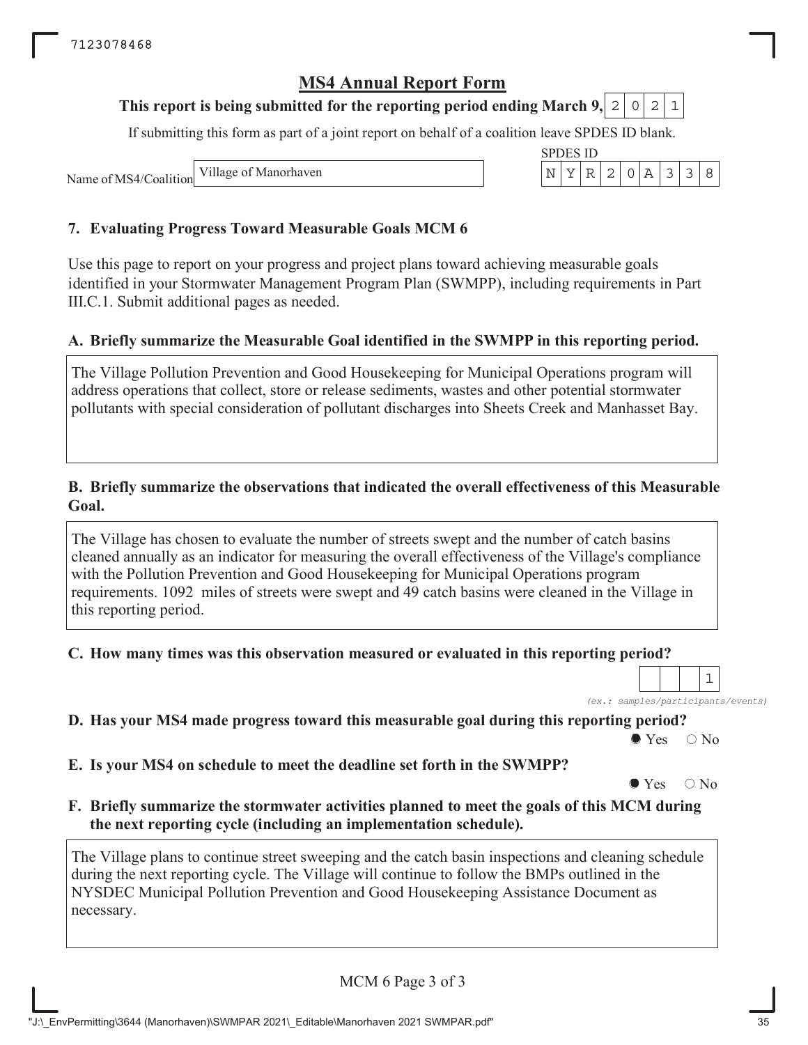# MS4 Annual Report Form

**This report is being submitted for the reporting period ending March 9, 2021**

If submitting this form as part of a joint report on behalf of a coalition leave SPDES ID blank.

Name of MS4/Coalition: Village of Manorhaven

SPDES ID: NYR20A338

## 7. Evaluating Progress Toward Measurable Goals MCM 6

Use this page to report on your progress and project plans toward achieving measurable goals identified in your Stormwater Management Program Plan (SWMPP), including requirements in Part III.C.1. Submit additional pages as needed.

### A. Briefly summarize the Measurable Goal identified in the SWMPP in this reporting period.

The Village Pollution Prevention and Good Housekeeping for Municipal Operations program will address operations that collect, store or release sediments, wastes and other potential stormwater pollutants with special consideration of pollutant discharges into Sheets Creek and Manhasset Bay.

### B. Briefly summarize the observations that indicated the overall effectiveness of this Measurable Goal.

The Village has chosen to evaluate the number of streets swept and the number of catch basins cleaned annually as an indicator for measuring the overall effectiveness of the Village's compliance with the Pollution Prevention and Good Housekeeping for Municipal Operations program requirements. 1092 miles of streets were swept and 49 catch basins were cleaned in the Village in this reporting period.

### C. How many times was this observation measured or evaluated in this reporting period?

1

*(ex.: samples/participants/events)*

### D. Has your MS4 made progress toward this measurable goal during this reporting period?

● Yes ○ No

### E. Is your MS4 on schedule to meet the deadline set forth in the SWMPP?

● Yes ○ No

### F. Briefly summarize the stormwater activities planned to meet the goals of this MCM during the next reporting cycle (including an implementation schedule).

The Village plans to continue street sweeping and the catch basin inspections and cleaning schedule during the next reporting cycle. The Village will continue to follow the BMPs outlined in the NYSDEC Municipal Pollution Prevention and Good Housekeeping Assistance Document as necessary.

MCM 6 Page 3 of 3